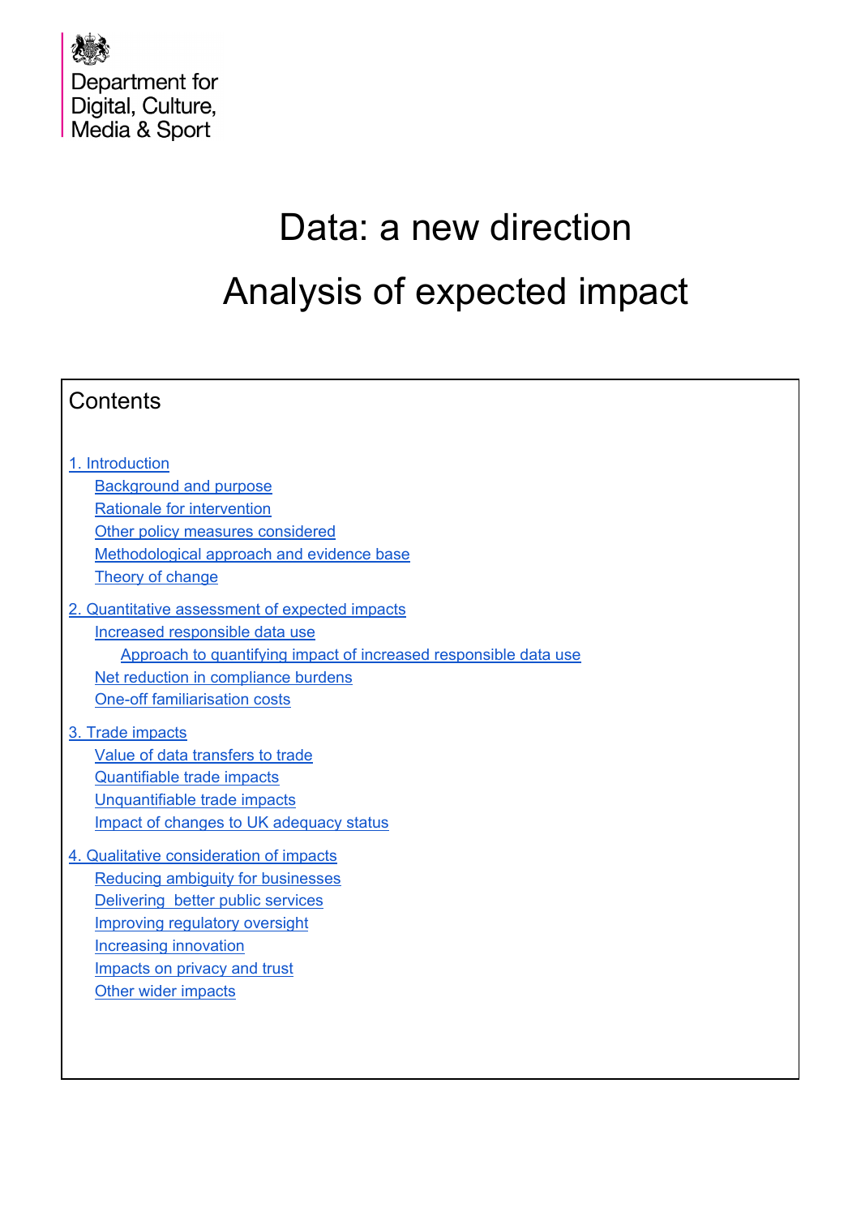Department for Digital, Culture, Media & Sport

# Data: a new direction

# Analysis of expected impact

## Contents

1. Introduction
    - Background and purpose
    - Rationale for intervention
    - Other policy measures considered
    - Methodological approach and evidence base
    - Theory of change

2. Quantitative assessment of expected impacts
    - Increased responsible data use
        - Approach to quantifying impact of increased responsible data use
    - Net reduction in compliance burdens
    - One-off familiarisation costs

3. Trade impacts
    - Value of data transfers to trade
    - Quantifiable trade impacts
    - Unquantifiable trade impacts
    - Impact of changes to UK adequacy status

4. Qualitative consideration of impacts
    - Reducing ambiguity for businesses
    - Delivering better public services
    - Improving regulatory oversight
    - Increasing innovation
    - Impacts on privacy and trust
    - Other wider impacts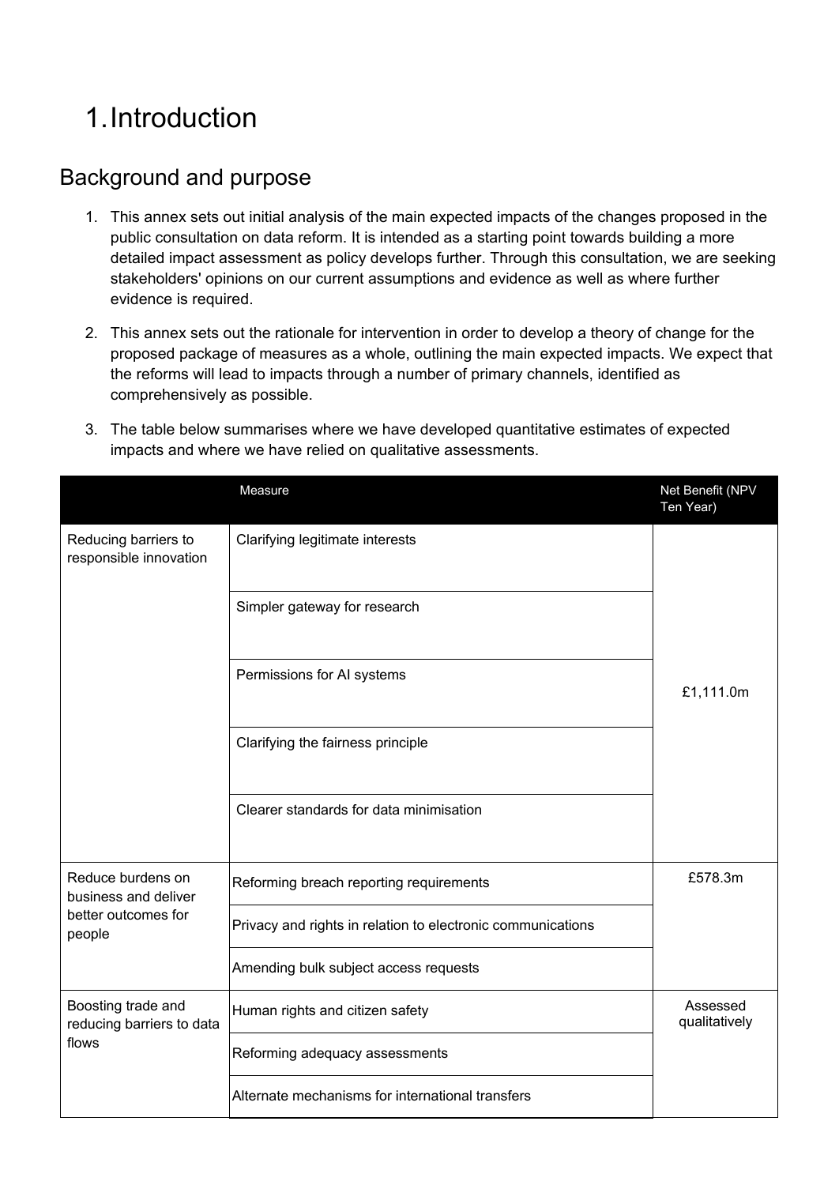# 1. Introduction

## Background and purpose

1. This annex sets out initial analysis of the main expected impacts of the changes proposed in the public consultation on data reform. It is intended as a starting point towards building a more detailed impact assessment as policy develops further. Through this consultation, we are seeking stakeholders' opinions on our current assumptions and evidence as well as where further evidence is required.

2. This annex sets out the rationale for intervention in order to develop a theory of change for the proposed package of measures as a whole, outlining the main expected impacts. We expect that the reforms will lead to impacts through a number of primary channels, identified as comprehensively as possible.

3. The table below summarises where we have developed quantitative estimates of expected impacts and where we have relied on qualitative assessments.

| | Measure | Net Benefit (NPV Ten Year) |
|---|---|---|
| Reducing barriers to responsible innovation | Clarifying legitimate interests | £1,111.0m |
| | Simpler gateway for research | |
| | Permissions for AI systems | |
| | Clarifying the fairness principle | |
| | Clearer standards for data minimisation | |
| Reduce burdens on business and deliver better outcomes for people | Reforming breach reporting requirements | £578.3m |
| | Privacy and rights in relation to electronic communications | |
| | Amending bulk subject access requests | |
| Boosting trade and reducing barriers to data flows | Human rights and citizen safety | Assessed qualitatively |
| | Reforming adequacy assessments | |
| | Alternate mechanisms for international transfers | |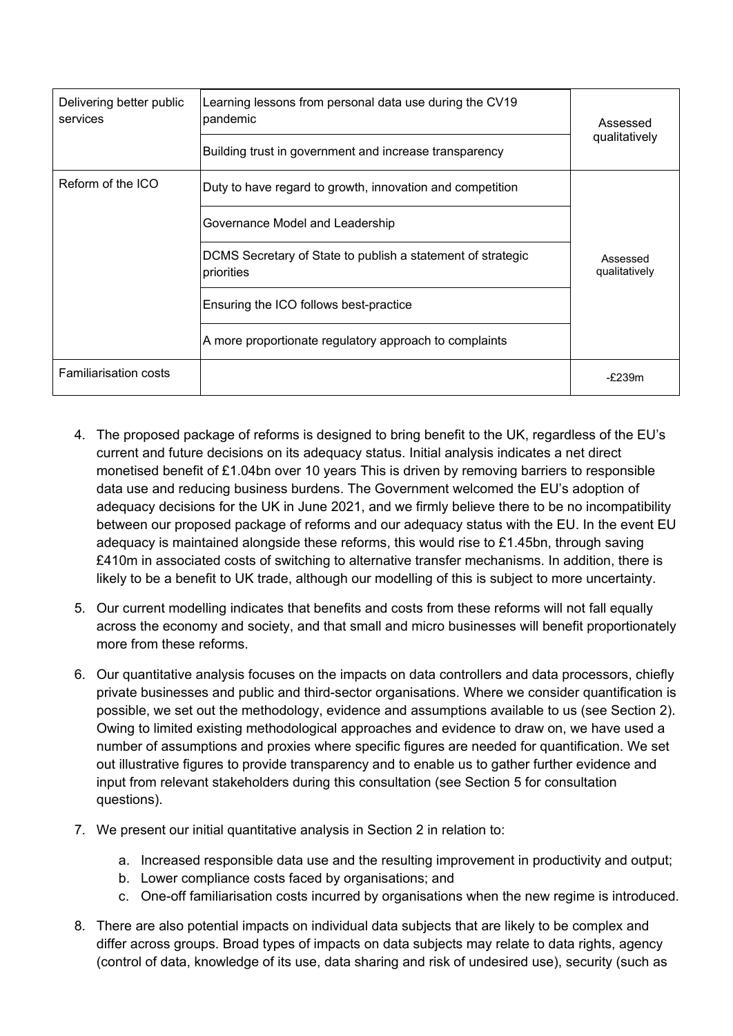| | | |
|---|---|---|
| Delivering better public services | Learning lessons from personal data use during the CV19 pandemic | Assessed qualitatively |
| | Building trust in government and increase transparency | |
| Reform of the ICO | Duty to have regard to growth, innovation and competition | Assessed qualitatively |
| | Governance Model and Leadership | |
| | DCMS Secretary of State to publish a statement of strategic priorities | |
| | Ensuring the ICO follows best-practice | |
| | A more proportionate regulatory approach to complaints | |
| Familiarisation costs | | -£239m |

4. The proposed package of reforms is designed to bring benefit to the UK, regardless of the EU's current and future decisions on its adequacy status. Initial analysis indicates a net direct monetised benefit of £1.04bn over 10 years This is driven by removing barriers to responsible data use and reducing business burdens. The Government welcomed the EU's adoption of adequacy decisions for the UK in June 2021, and we firmly believe there to be no incompatibility between our proposed package of reforms and our adequacy status with the EU. In the event EU adequacy is maintained alongside these reforms, this would rise to £1.45bn, through saving £410m in associated costs of switching to alternative transfer mechanisms. In addition, there is likely to be a benefit to UK trade, although our modelling of this is subject to more uncertainty.

5. Our current modelling indicates that benefits and costs from these reforms will not fall equally across the economy and society, and that small and micro businesses will benefit proportionately more from these reforms.

6. Our quantitative analysis focuses on the impacts on data controllers and data processors, chiefly private businesses and public and third-sector organisations. Where we consider quantification is possible, we set out the methodology, evidence and assumptions available to us (see Section 2). Owing to limited existing methodological approaches and evidence to draw on, we have used a number of assumptions and proxies where specific figures are needed for quantification. We set out illustrative figures to provide transparency and to enable us to gather further evidence and input from relevant stakeholders during this consultation (see Section 5 for consultation questions).

7. We present our initial quantitative analysis in Section 2 in relation to:

   a. Increased responsible data use and the resulting improvement in productivity and output;
   b. Lower compliance costs faced by organisations; and
   c. One-off familiarisation costs incurred by organisations when the new regime is introduced.

8. There are also potential impacts on individual data subjects that are likely to be complex and differ across groups. Broad types of impacts on data subjects may relate to data rights, agency (control of data, knowledge of its use, data sharing and risk of undesired use), security (such as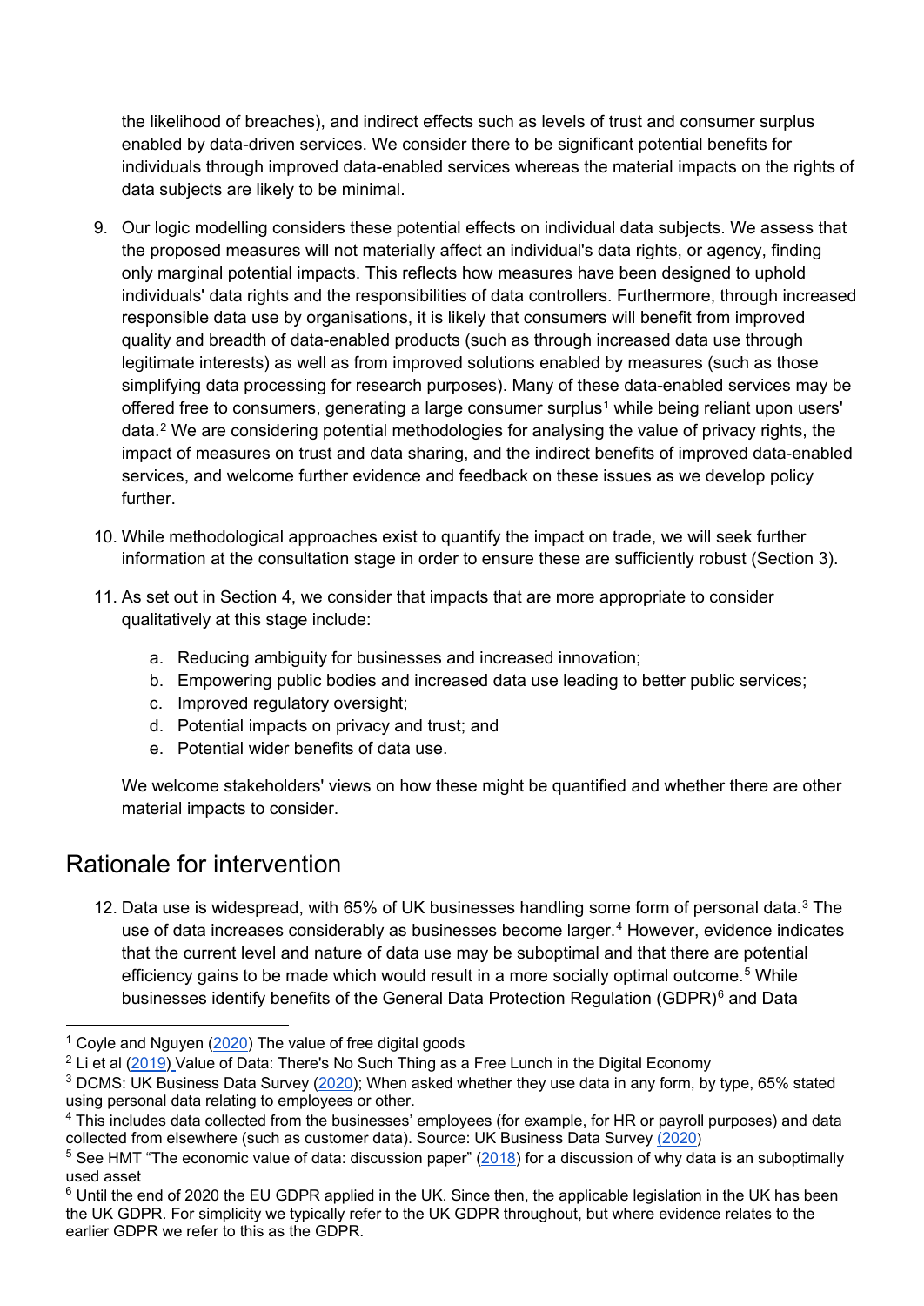the likelihood of breaches), and indirect effects such as levels of trust and consumer surplus enabled by data-driven services. We consider there to be significant potential benefits for individuals through improved data-enabled services whereas the material impacts on the rights of data subjects are likely to be minimal.

9. Our logic modelling considers these potential effects on individual data subjects. We assess that the proposed measures will not materially affect an individual's data rights, or agency, finding only marginal potential impacts. This reflects how measures have been designed to uphold individuals' data rights and the responsibilities of data controllers. Furthermore, through increased responsible data use by organisations, it is likely that consumers will benefit from improved quality and breadth of data-enabled products (such as through increased data use through legitimate interests) as well as from improved solutions enabled by measures (such as those simplifying data processing for research purposes). Many of these data-enabled services may be offered free to consumers, generating a large consumer surplus[1] while being reliant upon users' data.[2] We are considering potential methodologies for analysing the value of privacy rights, the impact of measures on trust and data sharing, and the indirect benefits of improved data-enabled services, and welcome further evidence and feedback on these issues as we develop policy further.

10. While methodological approaches exist to quantify the impact on trade, we will seek further information at the consultation stage in order to ensure these are sufficiently robust (Section 3).

11. As set out in Section 4, we consider that impacts that are more appropriate to consider qualitatively at this stage include:

    a. Reducing ambiguity for businesses and increased innovation;
    b. Empowering public bodies and increased data use leading to better public services;
    c. Improved regulatory oversight;
    d. Potential impacts on privacy and trust; and
    e. Potential wider benefits of data use.

    We welcome stakeholders' views on how these might be quantified and whether there are other material impacts to consider.

## Rationale for intervention

12. Data use is widespread, with 65% of UK businesses handling some form of personal data.[3] The use of data increases considerably as businesses become larger.[4] However, evidence indicates that the current level and nature of data use may be suboptimal and that there are potential efficiency gains to be made which would result in a more socially optimal outcome.[5] While businesses identify benefits of the General Data Protection Regulation (GDPR)[6] and Data

---

[1] Coyle and Nguyen (2020) The value of free digital goods

[2] Li et al (2019) Value of Data: There's No Such Thing as a Free Lunch in the Digital Economy

[3] DCMS: UK Business Data Survey (2020); When asked whether they use data in any form, by type, 65% stated using personal data relating to employees or other.

[4] This includes data collected from the businesses' employees (for example, for HR or payroll purposes) and data collected from elsewhere (such as customer data). Source: UK Business Data Survey (2020)

[5] See HMT "The economic value of data: discussion paper" (2018) for a discussion of why data is an suboptimally used asset

[6] Until the end of 2020 the EU GDPR applied in the UK. Since then, the applicable legislation in the UK has been the UK GDPR. For simplicity we typically refer to the UK GDPR throughout, but where evidence relates to the earlier GDPR we refer to this as the GDPR.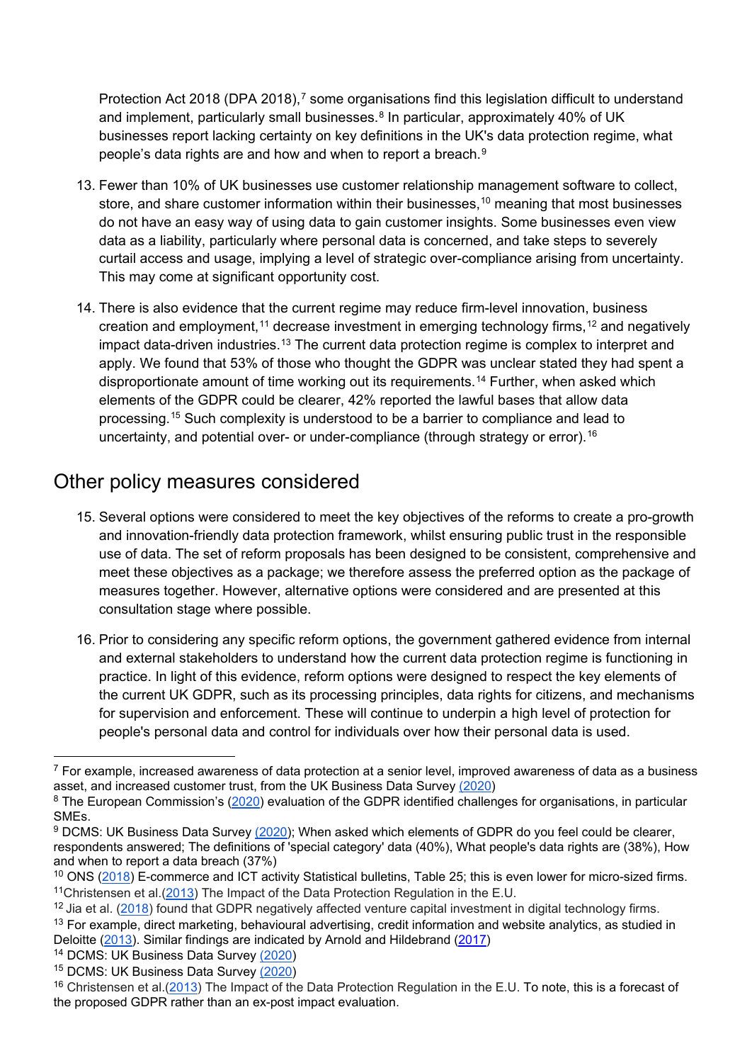Protection Act 2018 (DPA 2018),[7] some organisations find this legislation difficult to understand and implement, particularly small businesses.[8] In particular, approximately 40% of UK businesses report lacking certainty on key definitions in the UK's data protection regime, what people's data rights are and how and when to report a breach.[9]

13. Fewer than 10% of UK businesses use customer relationship management software to collect, store, and share customer information within their businesses,[10] meaning that most businesses do not have an easy way of using data to gain customer insights. Some businesses even view data as a liability, particularly where personal data is concerned, and take steps to severely curtail access and usage, implying a level of strategic over-compliance arising from uncertainty. This may come at significant opportunity cost.

14. There is also evidence that the current regime may reduce firm-level innovation, business creation and employment,[11] decrease investment in emerging technology firms,[12] and negatively impact data-driven industries.[13] The current data protection regime is complex to interpret and apply. We found that 53% of those who thought the GDPR was unclear stated they had spent a disproportionate amount of time working out its requirements.[14] Further, when asked which elements of the GDPR could be clearer, 42% reported the lawful bases that allow data processing.[15] Such complexity is understood to be a barrier to compliance and lead to uncertainty, and potential over- or under-compliance (through strategy or error).[16]

## Other policy measures considered

15. Several options were considered to meet the key objectives of the reforms to create a pro-growth and innovation-friendly data protection framework, whilst ensuring public trust in the responsible use of data. The set of reform proposals has been designed to be consistent, comprehensive and meet these objectives as a package; we therefore assess the preferred option as the package of measures together. However, alternative options were considered and are presented at this consultation stage where possible.

16. Prior to considering any specific reform options, the government gathered evidence from internal and external stakeholders to understand how the current data protection regime is functioning in practice. In light of this evidence, reform options were designed to respect the key elements of the current UK GDPR, such as its processing principles, data rights for citizens, and mechanisms for supervision and enforcement. These will continue to underpin a high level of protection for people's personal data and control for individuals over how their personal data is used.

---

[7] For example, increased awareness of data protection at a senior level, improved awareness of data as a business asset, and increased customer trust, from the UK Business Data Survey (2020)

[8] The European Commission's (2020) evaluation of the GDPR identified challenges for organisations, in particular SMEs.

[9] DCMS: UK Business Data Survey (2020); When asked which elements of GDPR do you feel could be clearer, respondents answered; The definitions of 'special category' data (40%), What people's data rights are (38%), How and when to report a data breach (37%)

[10] ONS (2018) E-commerce and ICT activity Statistical bulletins, Table 25; this is even lower for micro-sized firms.

[11] Christensen et al.(2013) The Impact of the Data Protection Regulation in the E.U.

[12] Jia et al. (2018) found that GDPR negatively affected venture capital investment in digital technology firms.

[13] For example, direct marketing, behavioural advertising, credit information and website analytics, as studied in Deloitte (2013). Similar findings are indicated by Arnold and Hildebrand (2017)

[14] DCMS: UK Business Data Survey (2020)

[15] DCMS: UK Business Data Survey (2020)

[16] Christensen et al.(2013) The Impact of the Data Protection Regulation in the E.U. To note, this is a forecast of the proposed GDPR rather than an ex-post impact evaluation.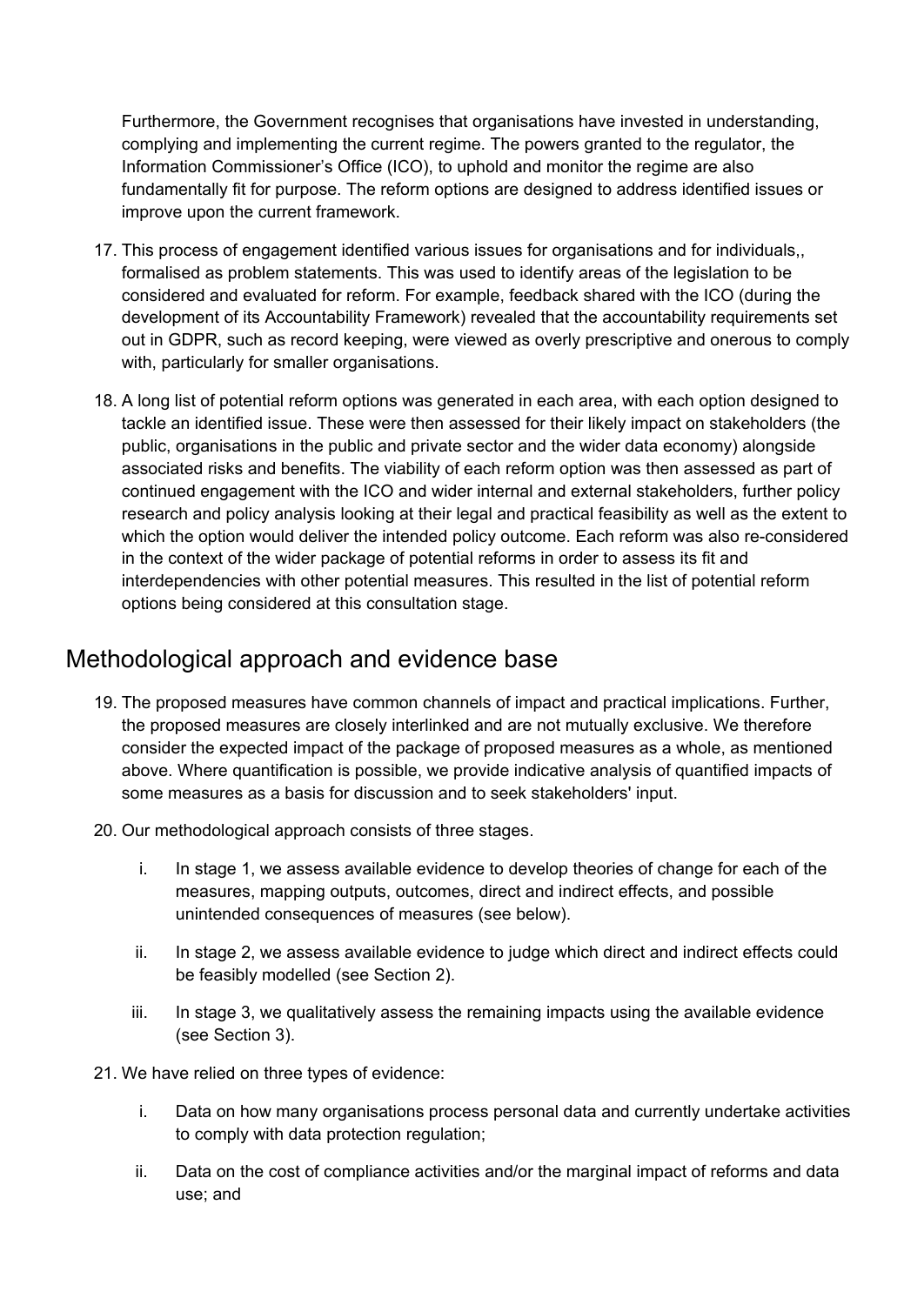Furthermore, the Government recognises that organisations have invested in understanding, complying and implementing the current regime. The powers granted to the regulator, the Information Commissioner's Office (ICO), to uphold and monitor the regime are also fundamentally fit for purpose. The reform options are designed to address identified issues or improve upon the current framework.

17. This process of engagement identified various issues for organisations and for individuals,, formalised as problem statements. This was used to identify areas of the legislation to be considered and evaluated for reform. For example, feedback shared with the ICO (during the development of its Accountability Framework) revealed that the accountability requirements set out in GDPR, such as record keeping, were viewed as overly prescriptive and onerous to comply with, particularly for smaller organisations.

18. A long list of potential reform options was generated in each area, with each option designed to tackle an identified issue. These were then assessed for their likely impact on stakeholders (the public, organisations in the public and private sector and the wider data economy) alongside associated risks and benefits. The viability of each reform option was then assessed as part of continued engagement with the ICO and wider internal and external stakeholders, further policy research and policy analysis looking at their legal and practical feasibility as well as the extent to which the option would deliver the intended policy outcome. Each reform was also re-considered in the context of the wider package of potential reforms in order to assess its fit and interdependencies with other potential measures. This resulted in the list of potential reform options being considered at this consultation stage.

## Methodological approach and evidence base

19. The proposed measures have common channels of impact and practical implications. Further, the proposed measures are closely interlinked and are not mutually exclusive. We therefore consider the expected impact of the package of proposed measures as a whole, as mentioned above. Where quantification is possible, we provide indicative analysis of quantified impacts of some measures as a basis for discussion and to seek stakeholders' input.

20. Our methodological approach consists of three stages.

    i. In stage 1, we assess available evidence to develop theories of change for each of the measures, mapping outputs, outcomes, direct and indirect effects, and possible unintended consequences of measures (see below).

    ii. In stage 2, we assess available evidence to judge which direct and indirect effects could be feasibly modelled (see Section 2).

    iii. In stage 3, we qualitatively assess the remaining impacts using the available evidence (see Section 3).

21. We have relied on three types of evidence:

    i. Data on how many organisations process personal data and currently undertake activities to comply with data protection regulation;

    ii. Data on the cost of compliance activities and/or the marginal impact of reforms and data use; and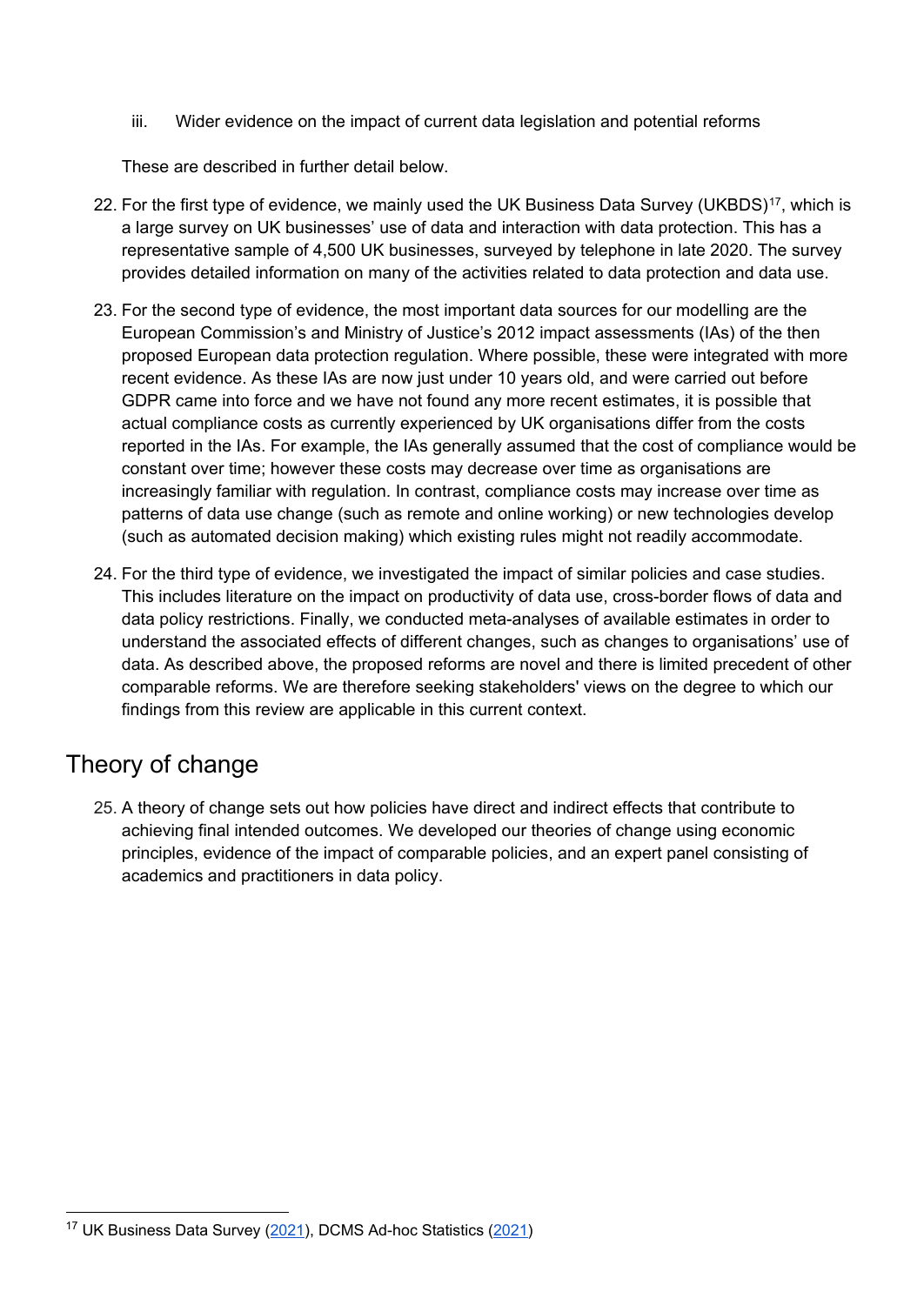iii. Wider evidence on the impact of current data legislation and potential reforms

These are described in further detail below.

22. For the first type of evidence, we mainly used the UK Business Data Survey (UKBDS)[17], which is a large survey on UK businesses' use of data and interaction with data protection. This has a representative sample of 4,500 UK businesses, surveyed by telephone in late 2020. The survey provides detailed information on many of the activities related to data protection and data use.

23. For the second type of evidence, the most important data sources for our modelling are the European Commission's and Ministry of Justice's 2012 impact assessments (IAs) of the then proposed European data protection regulation. Where possible, these were integrated with more recent evidence. As these IAs are now just under 10 years old, and were carried out before GDPR came into force and we have not found any more recent estimates, it is possible that actual compliance costs as currently experienced by UK organisations differ from the costs reported in the IAs. For example, the IAs generally assumed that the cost of compliance would be constant over time; however these costs may decrease over time as organisations are increasingly familiar with regulation. In contrast, compliance costs may increase over time as patterns of data use change (such as remote and online working) or new technologies develop (such as automated decision making) which existing rules might not readily accommodate.

24. For the third type of evidence, we investigated the impact of similar policies and case studies. This includes literature on the impact on productivity of data use, cross-border flows of data and data policy restrictions. Finally, we conducted meta-analyses of available estimates in order to understand the associated effects of different changes, such as changes to organisations' use of data. As described above, the proposed reforms are novel and there is limited precedent of other comparable reforms. We are therefore seeking stakeholders' views on the degree to which our findings from this review are applicable in this current context.

## Theory of change

25. A theory of change sets out how policies have direct and indirect effects that contribute to achieving final intended outcomes. We developed our theories of change using economic principles, evidence of the impact of comparable policies, and an expert panel consisting of academics and practitioners in data policy.

---

[17] UK Business Data Survey (2021), DCMS Ad-hoc Statistics (2021)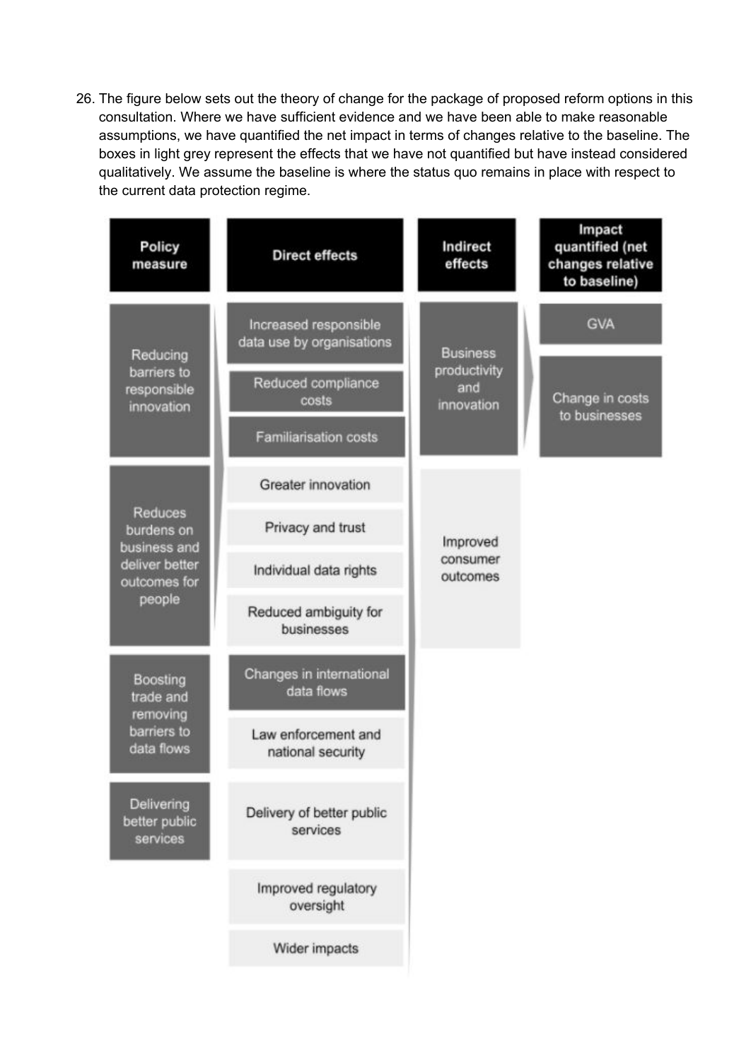26. The figure below sets out the theory of change for the package of proposed reform options in this consultation. Where we have sufficient evidence and we have been able to make reasonable assumptions, we have quantified the net impact in terms of changes relative to the baseline. The boxes in light grey represent the effects that we have not quantified but have instead considered qualitatively. We assume the baseline is where the status quo remains in place with respect to the current data protection regime.

| Policy measure | Direct effects | Indirect effects | Impact quantified (net changes relative to baseline) |
|---|---|---|---|
| Reducing barriers to responsible innovation | Increased responsible data use by organisations | Business productivity and innovation | GVA |
| | Reduced compliance costs | | Change in costs to businesses |
| | Familiarisation costs | | |
| Reduces burdens on business and deliver better outcomes for people | Greater innovation | Improved consumer outcomes | |
| | Privacy and trust | | |
| | Individual data rights | | |
| | Reduced ambiguity for businesses | | |
| Boosting trade and removing barriers to data flows | Changes in international data flows | | |
| | Law enforcement and national security | | |
| Delivering better public services | Delivery of better public services | | |
| | Improved regulatory oversight | | |
| | Wider impacts | | |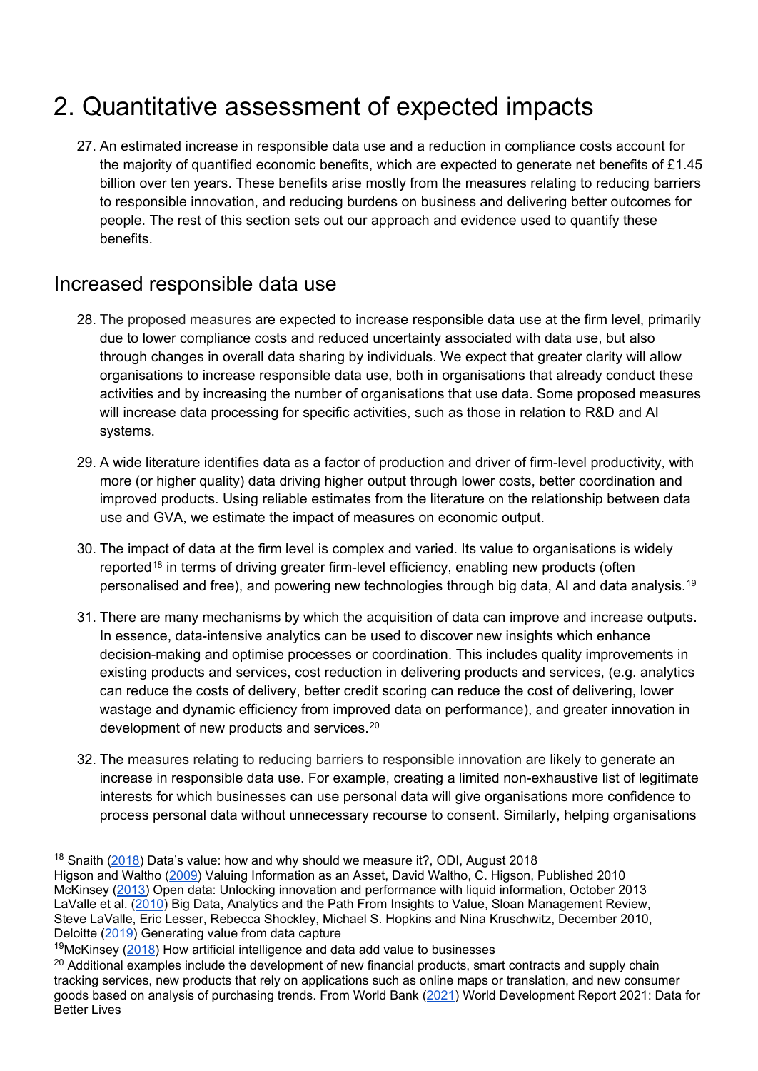# 2. Quantitative assessment of expected impacts

27. An estimated increase in responsible data use and a reduction in compliance costs account for the majority of quantified economic benefits, which are expected to generate net benefits of £1.45 billion over ten years. These benefits arise mostly from the measures relating to reducing barriers to responsible innovation, and reducing burdens on business and delivering better outcomes for people. The rest of this section sets out our approach and evidence used to quantify these benefits.

## Increased responsible data use

28. The proposed measures are expected to increase responsible data use at the firm level, primarily due to lower compliance costs and reduced uncertainty associated with data use, but also through changes in overall data sharing by individuals. We expect that greater clarity will allow organisations to increase responsible data use, both in organisations that already conduct these activities and by increasing the number of organisations that use data. Some proposed measures will increase data processing for specific activities, such as those in relation to R&D and AI systems.

29. A wide literature identifies data as a factor of production and driver of firm-level productivity, with more (or higher quality) data driving higher output through lower costs, better coordination and improved products. Using reliable estimates from the literature on the relationship between data use and GVA, we estimate the impact of measures on economic output.

30. The impact of data at the firm level is complex and varied. Its value to organisations is widely reported[18] in terms of driving greater firm-level efficiency, enabling new products (often personalised and free), and powering new technologies through big data, AI and data analysis.[19]

31. There are many mechanisms by which the acquisition of data can improve and increase outputs. In essence, data-intensive analytics can be used to discover new insights which enhance decision-making and optimise processes or coordination. This includes quality improvements in existing products and services, cost reduction in delivering products and services, (e.g. analytics can reduce the costs of delivery, better credit scoring can reduce the cost of delivering, lower wastage and dynamic efficiency from improved data on performance), and greater innovation in development of new products and services.[20]

32. The measures relating to reducing barriers to responsible innovation are likely to generate an increase in responsible data use. For example, creating a limited non-exhaustive list of legitimate interests for which businesses can use personal data will give organisations more confidence to process personal data without unnecessary recourse to consent. Similarly, helping organisations

---

[18] Snaith (2018) Data's value: how and why should we measure it?, ODI, August 2018
Higson and Waltho (2009) Valuing Information as an Asset, David Waltho, C. Higson, Published 2010
McKinsey (2013) Open data: Unlocking innovation and performance with liquid information, October 2013
LaValle et al. (2010) Big Data, Analytics and the Path From Insights to Value, Sloan Management Review, Steve LaValle, Eric Lesser, Rebecca Shockley, Michael S. Hopkins and Nina Kruschwitz, December 2010,
Deloitte (2019) Generating value from data capture

[19] McKinsey (2018) How artificial intelligence and data add value to businesses

[20] Additional examples include the development of new financial products, smart contracts and supply chain tracking services, new products that rely on applications such as online maps or translation, and new consumer goods based on analysis of purchasing trends. From World Bank (2021) World Development Report 2021: Data for Better Lives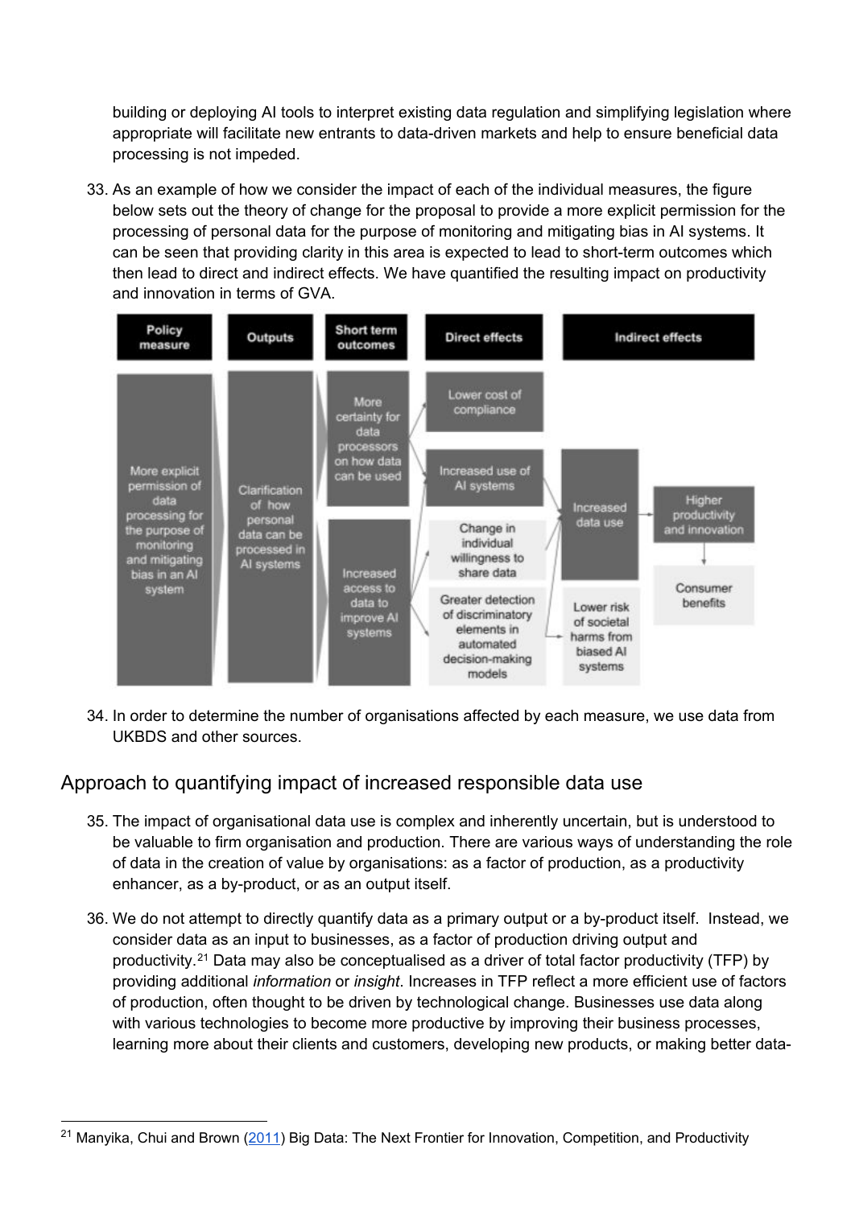building or deploying AI tools to interpret existing data regulation and simplifying legislation where appropriate will facilitate new entrants to data-driven markets and help to ensure beneficial data processing is not impeded.

33. As an example of how we consider the impact of each of the individual measures, the figure below sets out the theory of change for the proposal to provide a more explicit permission for the processing of personal data for the purpose of monitoring and mitigating bias in AI systems. It can be seen that providing clarity in this area is expected to lead to short-term outcomes which then lead to direct and indirect effects. We have quantified the resulting impact on productivity and innovation in terms of GVA.

| Policy measure | Outputs | Short term outcomes | Direct effects | Indirect effects | |
|---|---|---|---|---|---|
| More explicit permission of data processing for the purpose of monitoring and mitigating bias in an AI system | Clarification of how personal data can be processed in AI systems | More certainty for data processors on how data can be used | Lower cost of compliance | | |
| | | | Increased use of AI systems | Increased data use | Higher productivity and innovation |
| | | Increased access to data to improve AI systems | Change in individual willingness to share data | | Consumer benefits |
| | | | Greater detection of discriminatory elements in automated decision-making models | Lower risk of societal harms from biased AI systems | |

34. In order to determine the number of organisations affected by each measure, we use data from UKBDS and other sources.

## Approach to quantifying impact of increased responsible data use

35. The impact of organisational data use is complex and inherently uncertain, but is understood to be valuable to firm organisation and production. There are various ways of understanding the role of data in the creation of value by organisations: as a factor of production, as a productivity enhancer, as a by-product, or as an output itself.

36. We do not attempt to directly quantify data as a primary output or a by-product itself. Instead, we consider data as an input to businesses, as a factor of production driving output and productivity.[21] Data may also be conceptualised as a driver of total factor productivity (TFP) by providing additional *information* or *insight*. Increases in TFP reflect a more efficient use of factors of production, often thought to be driven by technological change. Businesses use data along with various technologies to become more productive by improving their business processes, learning more about their clients and customers, developing new products, or making better data-

---

[21] Manyika, Chui and Brown (2011) Big Data: The Next Frontier for Innovation, Competition, and Productivity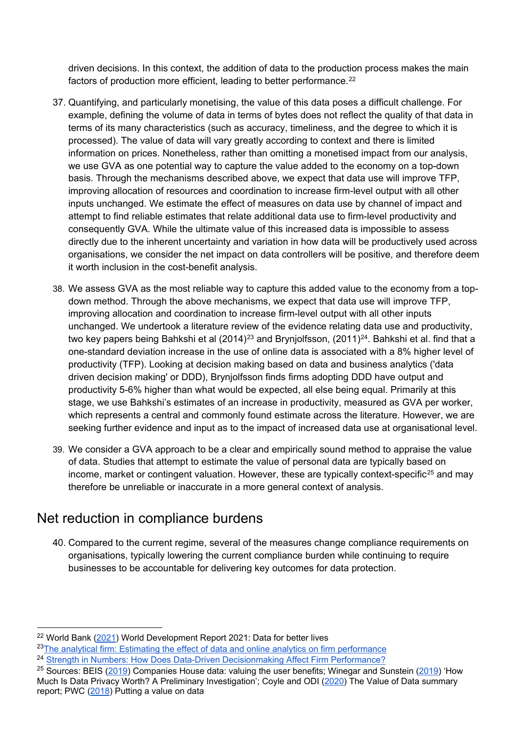driven decisions. In this context, the addition of data to the production process makes the main factors of production more efficient, leading to better performance.[22]

37. Quantifying, and particularly monetising, the value of this data poses a difficult challenge. For example, defining the volume of data in terms of bytes does not reflect the quality of that data in terms of its many characteristics (such as accuracy, timeliness, and the degree to which it is processed). The value of data will vary greatly according to context and there is limited information on prices. Nonetheless, rather than omitting a monetised impact from our analysis, we use GVA as one potential way to capture the value added to the economy on a top-down basis. Through the mechanisms described above, we expect that data use will improve TFP, improving allocation of resources and coordination to increase firm-level output with all other inputs unchanged. We estimate the effect of measures on data use by channel of impact and attempt to find reliable estimates that relate additional data use to firm-level productivity and consequently GVA. While the ultimate value of this increased data is impossible to assess directly due to the inherent uncertainty and variation in how data will be productively used across organisations, we consider the net impact on data controllers will be positive, and therefore deem it worth inclusion in the cost-benefit analysis.

38. We assess GVA as the most reliable way to capture this added value to the economy from a top-down method. Through the above mechanisms, we expect that data use will improve TFP, improving allocation and coordination to increase firm-level output with all other inputs unchanged. We undertook a literature review of the evidence relating data use and productivity, two key papers being Bahkshi et al (2014)[23] and Brynjolfsson, (2011)[24]. Bahkshi et al. find that a one-standard deviation increase in the use of online data is associated with a 8% higher level of productivity (TFP). Looking at decision making based on data and business analytics ('data driven decision making' or DDD), Brynjolfsson finds firms adopting DDD have output and productivity 5-6% higher than what would be expected, all else being equal. Primarily at this stage, we use Bahkshi's estimates of an increase in productivity, measured as GVA per worker, which represents a central and commonly found estimate across the literature. However, we are seeking further evidence and input as to the impact of increased data use at organisational level.

39. We consider a GVA approach to be a clear and empirically sound method to appraise the value of data. Studies that attempt to estimate the value of personal data are typically based on income, market or contingent valuation. However, these are typically context-specific[25] and may therefore be unreliable or inaccurate in a more general context of analysis.

## Net reduction in compliance burdens

40. Compared to the current regime, several of the measures change compliance requirements on organisations, typically lowering the current compliance burden while continuing to require businesses to be accountable for delivering key outcomes for data protection.

---

[22] World Bank (2021) World Development Report 2021: Data for better lives

[23] The analytical firm: Estimating the effect of data and online analytics on firm performance

[24] Strength in Numbers: How Does Data-Driven Decisionmaking Affect Firm Performance?

[25] Sources: BEIS (2019) Companies House data: valuing the user benefits; Winegar and Sunstein (2019) 'How Much Is Data Privacy Worth? A Preliminary Investigation'; Coyle and ODI (2020) The Value of Data summary report; PWC (2018) Putting a value on data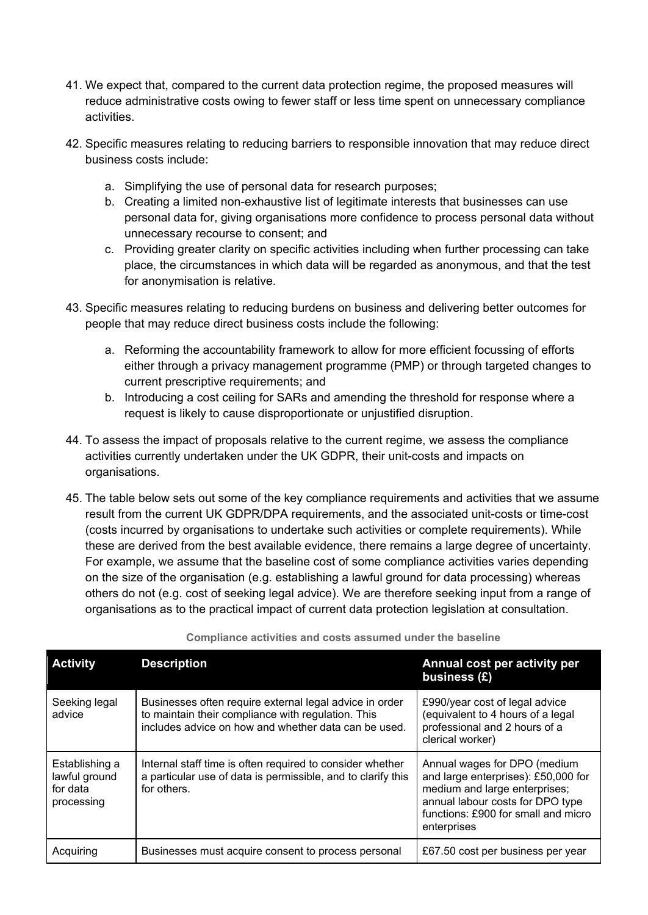41. We expect that, compared to the current data protection regime, the proposed measures will reduce administrative costs owing to fewer staff or less time spent on unnecessary compliance activities.

42. Specific measures relating to reducing barriers to responsible innovation that may reduce direct business costs include:

    a. Simplifying the use of personal data for research purposes;
    b. Creating a limited non-exhaustive list of legitimate interests that businesses can use personal data for, giving organisations more confidence to process personal data without unnecessary recourse to consent; and
    c. Providing greater clarity on specific activities including when further processing can take place, the circumstances in which data will be regarded as anonymous, and that the test for anonymisation is relative.

43. Specific measures relating to reducing burdens on business and delivering better outcomes for people that may reduce direct business costs include the following:

    a. Reforming the accountability framework to allow for more efficient focussing of efforts either through a privacy management programme (PMP) or through targeted changes to current prescriptive requirements; and
    b. Introducing a cost ceiling for SARs and amending the threshold for response where a request is likely to cause disproportionate or unjustified disruption.

44. To assess the impact of proposals relative to the current regime, we assess the compliance activities currently undertaken under the UK GDPR, their unit-costs and impacts on organisations.

45. The table below sets out some of the key compliance requirements and activities that we assume result from the current UK GDPR/DPA requirements, and the associated unit-costs or time-cost (costs incurred by organisations to undertake such activities or complete requirements). While these are derived from the best available evidence, there remains a large degree of uncertainty. For example, we assume that the baseline cost of some compliance activities varies depending on the size of the organisation (e.g. establishing a lawful ground for data processing) whereas others do not (e.g. cost of seeking legal advice). We are therefore seeking input from a range of organisations as to the practical impact of current data protection legislation at consultation.

**Compliance activities and costs assumed under the baseline**

| Activity | Description | Annual cost per activity per business (£) |
|---|---|---|
| Seeking legal advice | Businesses often require external legal advice in order to maintain their compliance with regulation. This includes advice on how and whether data can be used. | £990/year cost of legal advice (equivalent to 4 hours of a legal professional and 2 hours of a clerical worker) |
| Establishing a lawful ground for data processing | Internal staff time is often required to consider whether a particular use of data is permissible, and to clarify this for others. | Annual wages for DPO (medium and large enterprises): £50,000 for medium and large enterprises; annual labour costs for DPO type functions: £900 for small and micro enterprises |
| Acquiring | Businesses must acquire consent to process personal | £67.50 cost per business per year |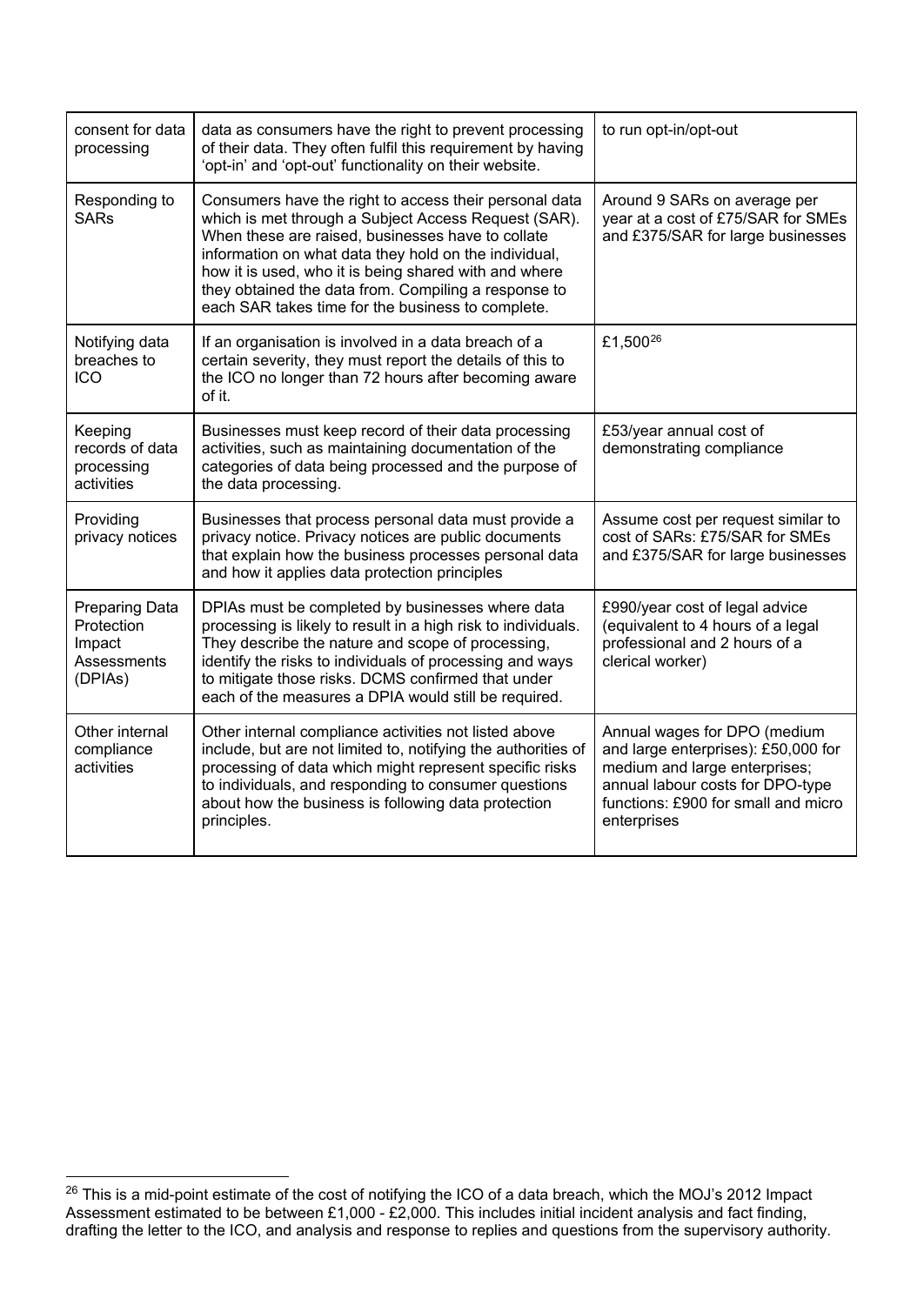| | | |
|---|---|---|
| consent for data processing | data as consumers have the right to prevent processing of their data. They often fulfil this requirement by having 'opt-in' and 'opt-out' functionality on their website. | to run opt-in/opt-out |
| Responding to SARs | Consumers have the right to access their personal data which is met through a Subject Access Request (SAR). When these are raised, businesses have to collate information on what data they hold on the individual, how it is used, who it is being shared with and where they obtained the data from. Compiling a response to each SAR takes time for the business to complete. | Around 9 SARs on average per year at a cost of £75/SAR for SMEs and £375/SAR for large businesses |
| Notifying data breaches to ICO | If an organisation is involved in a data breach of a certain severity, they must report the details of this to the ICO no longer than 72 hours after becoming aware of it. | £1,500[26] |
| Keeping records of data processing activities | Businesses must keep record of their data processing activities, such as maintaining documentation of the categories of data being processed and the purpose of the data processing. | £53/year annual cost of demonstrating compliance |
| Providing privacy notices | Businesses that process personal data must provide a privacy notice. Privacy notices are public documents that explain how the business processes personal data and how it applies data protection principles | Assume cost per request similar to cost of SARs: £75/SAR for SMEs and £375/SAR for large businesses |
| Preparing Data Protection Impact Assessments (DPIAs) | DPIAs must be completed by businesses where data processing is likely to result in a high risk to individuals. They describe the nature and scope of processing, identify the risks to individuals of processing and ways to mitigate those risks. DCMS confirmed that under each of the measures a DPIA would still be required. | £990/year cost of legal advice (equivalent to 4 hours of a legal professional and 2 hours of a clerical worker) |
| Other internal compliance activities | Other internal compliance activities not listed above include, but are not limited to, notifying the authorities of processing of data which might represent specific risks to individuals, and responding to consumer questions about how the business is following data protection principles. | Annual wages for DPO (medium and large enterprises): £50,000 for medium and large enterprises; annual labour costs for DPO-type functions: £900 for small and micro enterprises |

[26] This is a mid-point estimate of the cost of notifying the ICO of a data breach, which the MOJ's 2012 Impact Assessment estimated to be between £1,000 - £2,000. This includes initial incident analysis and fact finding, drafting the letter to the ICO, and analysis and response to replies and questions from the supervisory authority.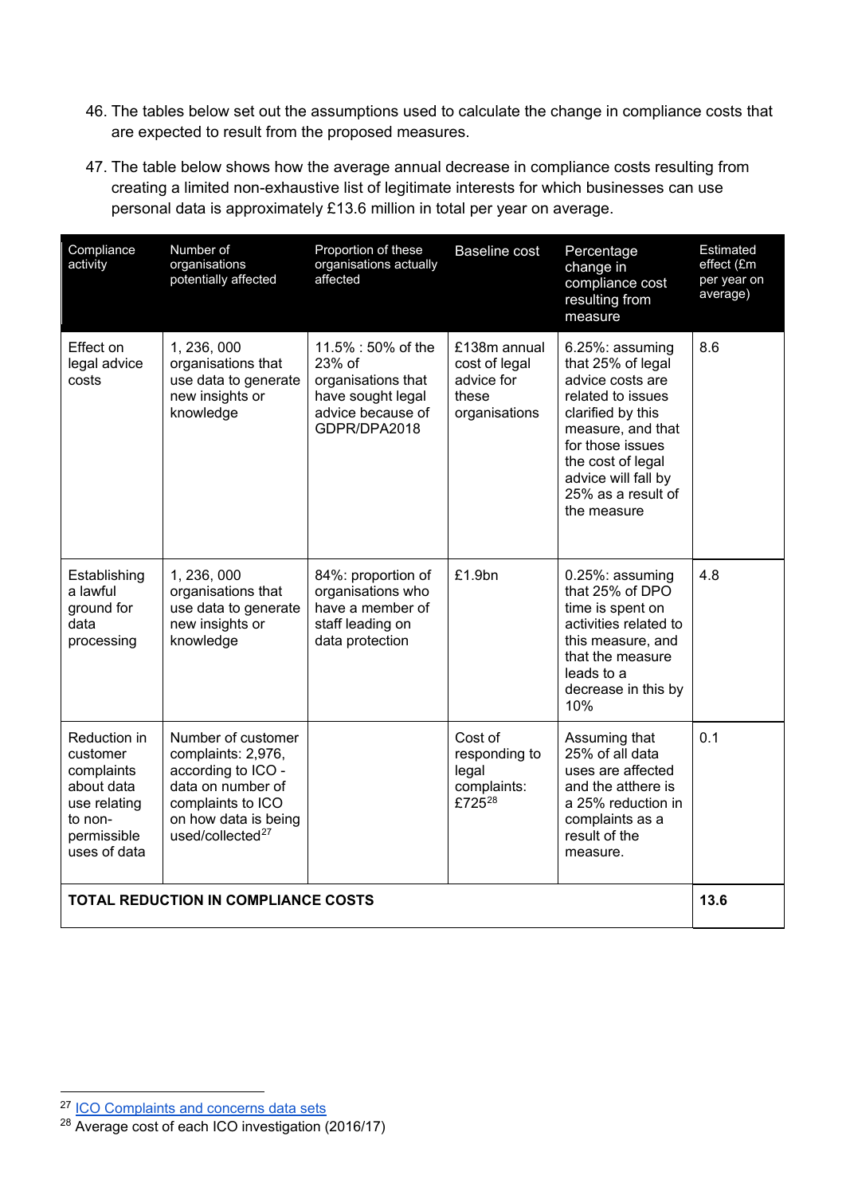46. The tables below set out the assumptions used to calculate the change in compliance costs that are expected to result from the proposed measures.

47. The table below shows how the average annual decrease in compliance costs resulting from creating a limited non-exhaustive list of legitimate interests for which businesses can use personal data is approximately £13.6 million in total per year on average.

| Compliance activity | Number of organisations potentially affected | Proportion of these organisations actually affected | Baseline cost | Percentage change in compliance cost resulting from measure | Estimated effect (£m per year on average) |
|---|---|---|---|---|---|
| Effect on legal advice costs | 1, 236, 000 organisations that use data to generate new insights or knowledge | 11.5% : 50% of the 23% of organisations that have sought legal advice because of GDPR/DPA2018 | £138m annual cost of legal advice for these organisations | 6.25%: assuming that 25% of legal advice costs are related to issues clarified by this measure, and that for those issues the cost of legal advice will fall by 25% as a result of the measure | 8.6 |
| Establishing a lawful ground for data processing | 1, 236, 000 organisations that use data to generate new insights or knowledge | 84%: proportion of organisations who have a member of staff leading on data protection | £1.9bn | 0.25%: assuming that 25% of DPO time is spent on activities related to this measure, and that the measure leads to a decrease in this by 10% | 4.8 |
| Reduction in customer complaints about data use relating to non-permissible uses of data | Number of customer complaints: 2,976, according to ICO - data on number of complaints to ICO on how data is being used/collected[27] | | Cost of responding to legal complaints: £725[28] | Assuming that 25% of all data uses are affected and the atthere is a 25% reduction in complaints as a result of the measure. | 0.1 |
| **TOTAL REDUCTION IN COMPLIANCE COSTS** | | | | | **13.6** |

[27] ICO Complaints and concerns data sets

[28] Average cost of each ICO investigation (2016/17)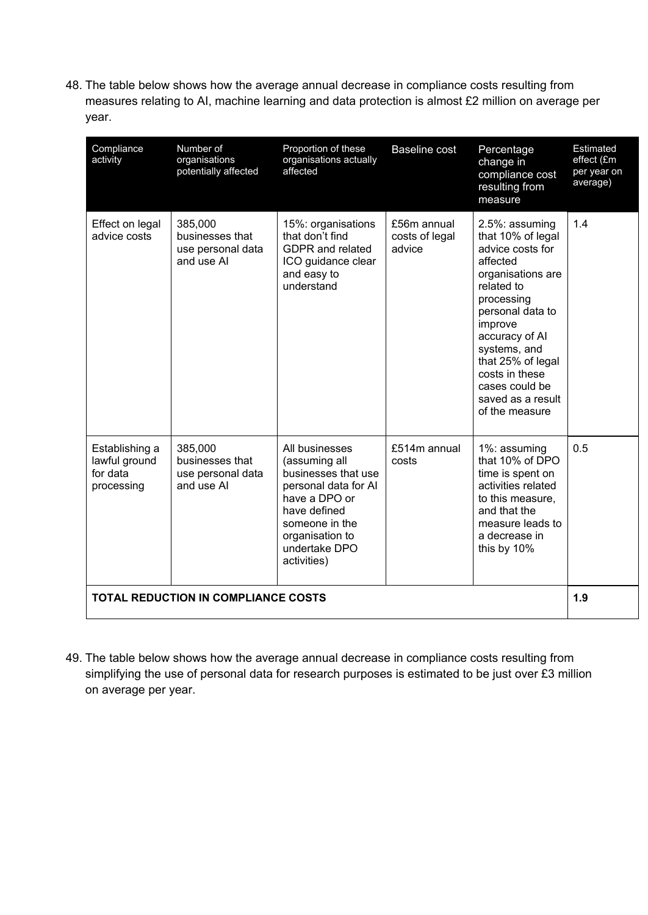48. The table below shows how the average annual decrease in compliance costs resulting from measures relating to AI, machine learning and data protection is almost £2 million on average per year.

| Compliance activity | Number of organisations potentially affected | Proportion of these organisations actually affected | Baseline cost | Percentage change in compliance cost resulting from measure | Estimated effect (£m per year on average) |
|---|---|---|---|---|---|
| Effect on legal advice costs | 385,000 businesses that use personal data and use AI | 15%: organisations that don't find GDPR and related ICO guidance clear and easy to understand | £56m annual costs of legal advice | 2.5%: assuming that 10% of legal advice costs for affected organisations are related to processing personal data to improve accuracy of AI systems, and that 25% of legal costs in these cases could be saved as a result of the measure | 1.4 |
| Establishing a lawful ground for data processing | 385,000 businesses that use personal data and use AI | All businesses (assuming all businesses that use personal data for AI have a DPO or have defined someone in the organisation to undertake DPO activities) | £514m annual costs | 1%: assuming that 10% of DPO time is spent on activities related to this measure, and that the measure leads to a decrease in this by 10% | 0.5 |
| **TOTAL REDUCTION IN COMPLIANCE COSTS** | | | | | **1.9** |

49. The table below shows how the average annual decrease in compliance costs resulting from simplifying the use of personal data for research purposes is estimated to be just over £3 million on average per year.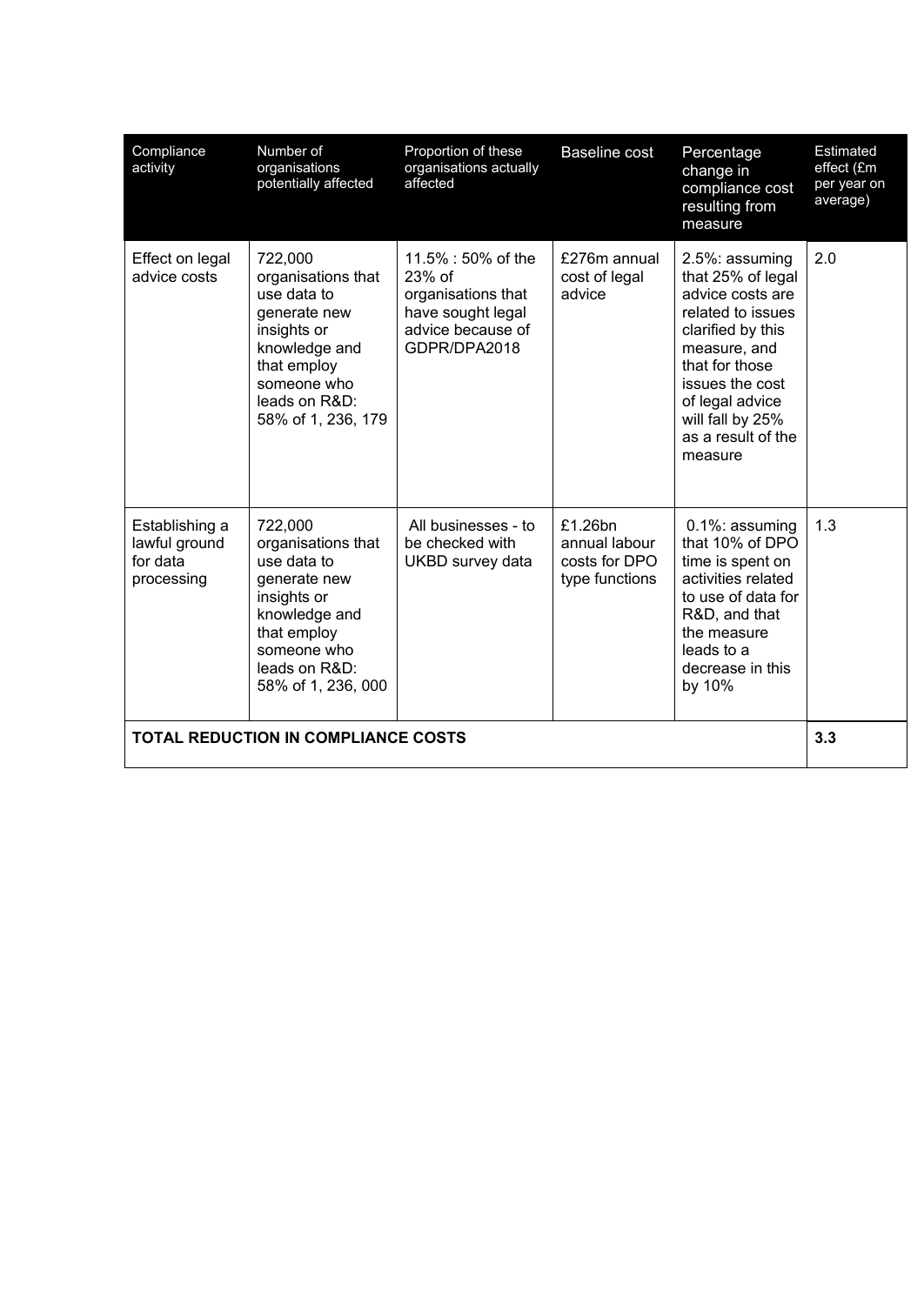| Compliance activity | Number of organisations potentially affected | Proportion of these organisations actually affected | Baseline cost | Percentage change in compliance cost resulting from measure | Estimated effect (£m per year on average) |
|---|---|---|---|---|---|
| Effect on legal advice costs | 722,000 organisations that use data to generate new insights or knowledge and that employ someone who leads on R&D: 58% of 1, 236, 179 | 11.5% : 50% of the 23% of organisations that have sought legal advice because of GDPR/DPA2018 | £276m annual cost of legal advice | 2.5%: assuming that 25% of legal advice costs are related to issues clarified by this measure, and that for those issues the cost of legal advice will fall by 25% as a result of the measure | 2.0 |
| Establishing a lawful ground for data processing | 722,000 organisations that use data to generate new insights or knowledge and that employ someone who leads on R&D: 58% of 1, 236, 000 | All businesses - to be checked with UKBD survey data | £1.26bn annual labour costs for DPO type functions | 0.1%: assuming that 10% of DPO time is spent on activities related to use of data for R&D, and that the measure leads to a decrease in this by 10% | 1.3 |
| **TOTAL REDUCTION IN COMPLIANCE COSTS** | | | | | **3.3** |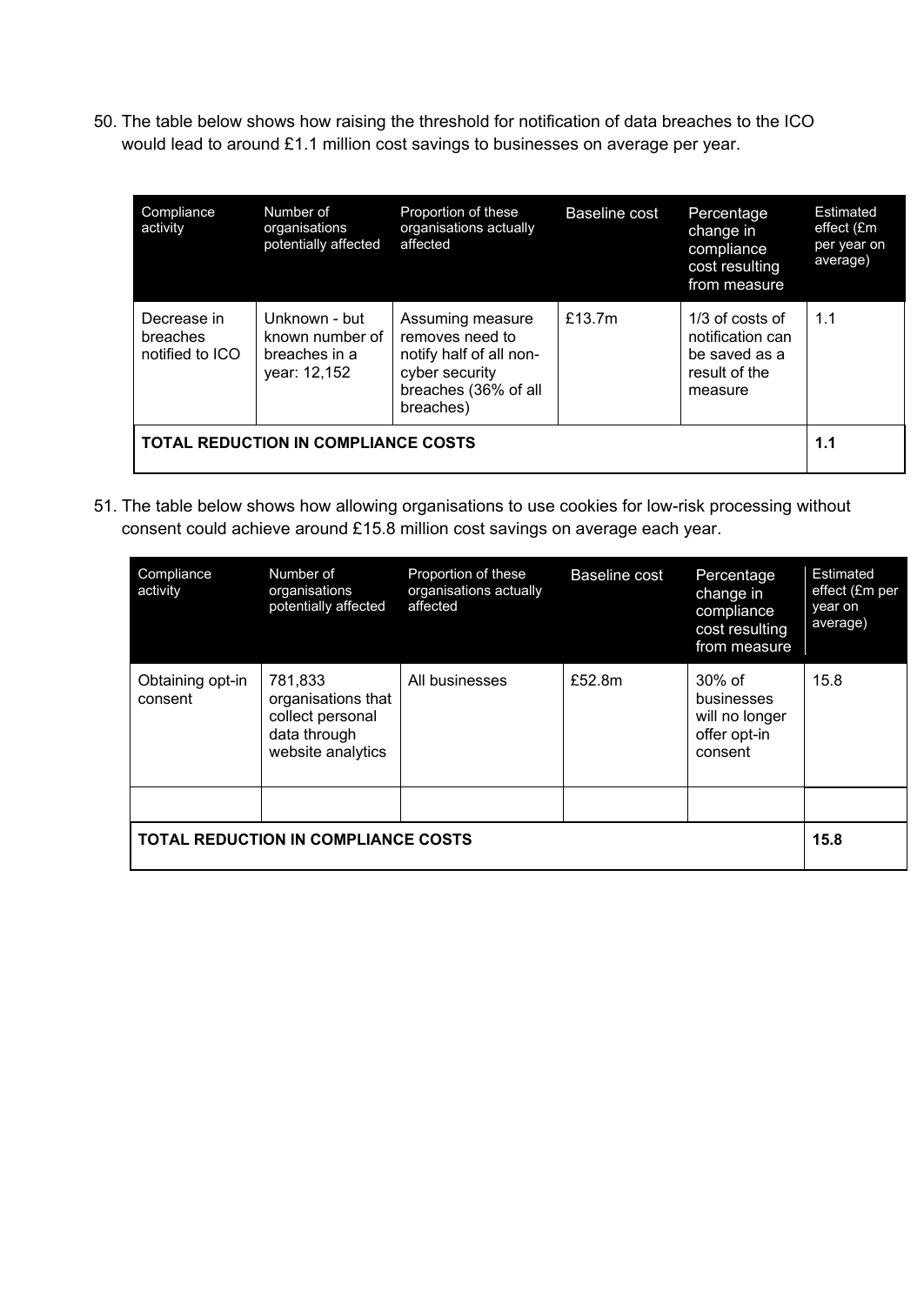50. The table below shows how raising the threshold for notification of data breaches to the ICO would lead to around £1.1 million cost savings to businesses on average per year.

| Compliance activity | Number of organisations potentially affected | Proportion of these organisations actually affected | Baseline cost | Percentage change in compliance cost resulting from measure | Estimated effect (£m per year on average) |
|---|---|---|---|---|---|
| Decrease in breaches notified to ICO | Unknown - but known number of breaches in a year: 12,152 | Assuming measure removes need to notify half of all non-cyber security breaches (36% of all breaches) | £13.7m | 1/3 of costs of notification can be saved as a result of the measure | 1.1 |
| **TOTAL REDUCTION IN COMPLIANCE COSTS** | | | | | **1.1** |

51. The table below shows how allowing organisations to use cookies for low-risk processing without consent could achieve around £15.8 million cost savings on average each year.

| Compliance activity | Number of organisations potentially affected | Proportion of these organisations actually affected | Baseline cost | Percentage change in compliance cost resulting from measure | Estimated effect (£m per year on average) |
|---|---|---|---|---|---|
| Obtaining opt-in consent | 781,833 organisations that collect personal data through website analytics | All businesses | £52.8m | 30% of businesses will no longer offer opt-in consent | 15.8 |
| | | | | | |
| **TOTAL REDUCTION IN COMPLIANCE COSTS** | | | | | **15.8** |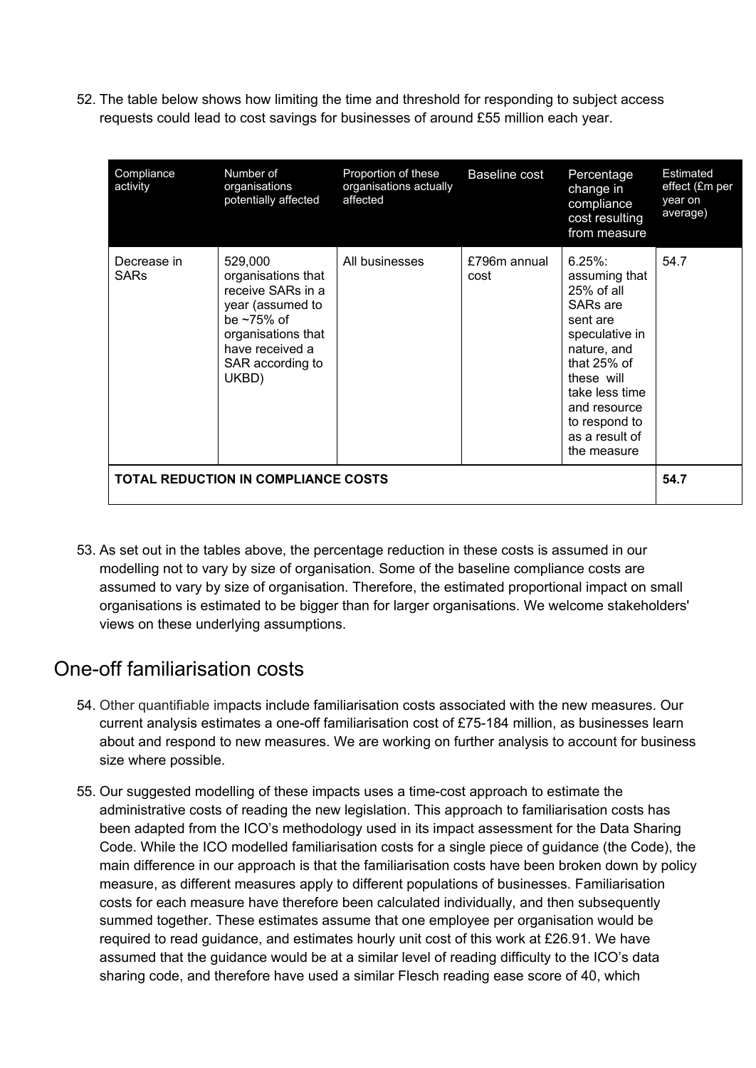52. The table below shows how limiting the time and threshold for responding to subject access requests could lead to cost savings for businesses of around £55 million each year.

| Compliance activity | Number of organisations potentially affected | Proportion of these organisations actually affected | Baseline cost | Percentage change in compliance cost resulting from measure | Estimated effect (£m per year on average) |
|---|---|---|---|---|---|
| Decrease in SARs | 529,000 organisations that receive SARs in a year (assumed to be ~75% of organisations that have received a SAR according to UKBD) | All businesses | £796m annual cost | 6.25%: assuming that 25% of all SARs are sent are speculative in nature, and that 25% of these will take less time and resource to respond to as a result of the measure | 54.7 |
| **TOTAL REDUCTION IN COMPLIANCE COSTS** | | | | | **54.7** |

53. As set out in the tables above, the percentage reduction in these costs is assumed in our modelling not to vary by size of organisation. Some of the baseline compliance costs are assumed to vary by size of organisation. Therefore, the estimated proportional impact on small organisations is estimated to be bigger than for larger organisations. We welcome stakeholders' views on these underlying assumptions.

## One-off familiarisation costs

54. Other quantifiable impacts include familiarisation costs associated with the new measures. Our current analysis estimates a one-off familiarisation cost of £75-184 million, as businesses learn about and respond to new measures. We are working on further analysis to account for business size where possible.

55. Our suggested modelling of these impacts uses a time-cost approach to estimate the administrative costs of reading the new legislation. This approach to familiarisation costs has been adapted from the ICO's methodology used in its impact assessment for the Data Sharing Code. While the ICO modelled familiarisation costs for a single piece of guidance (the Code), the main difference in our approach is that the familiarisation costs have been broken down by policy measure, as different measures apply to different populations of businesses. Familiarisation costs for each measure have therefore been calculated individually, and then subsequently summed together. These estimates assume that one employee per organisation would be required to read guidance, and estimates hourly unit cost of this work at £26.91. We have assumed that the guidance would be at a similar level of reading difficulty to the ICO's data sharing code, and therefore have used a similar Flesch reading ease score of 40, which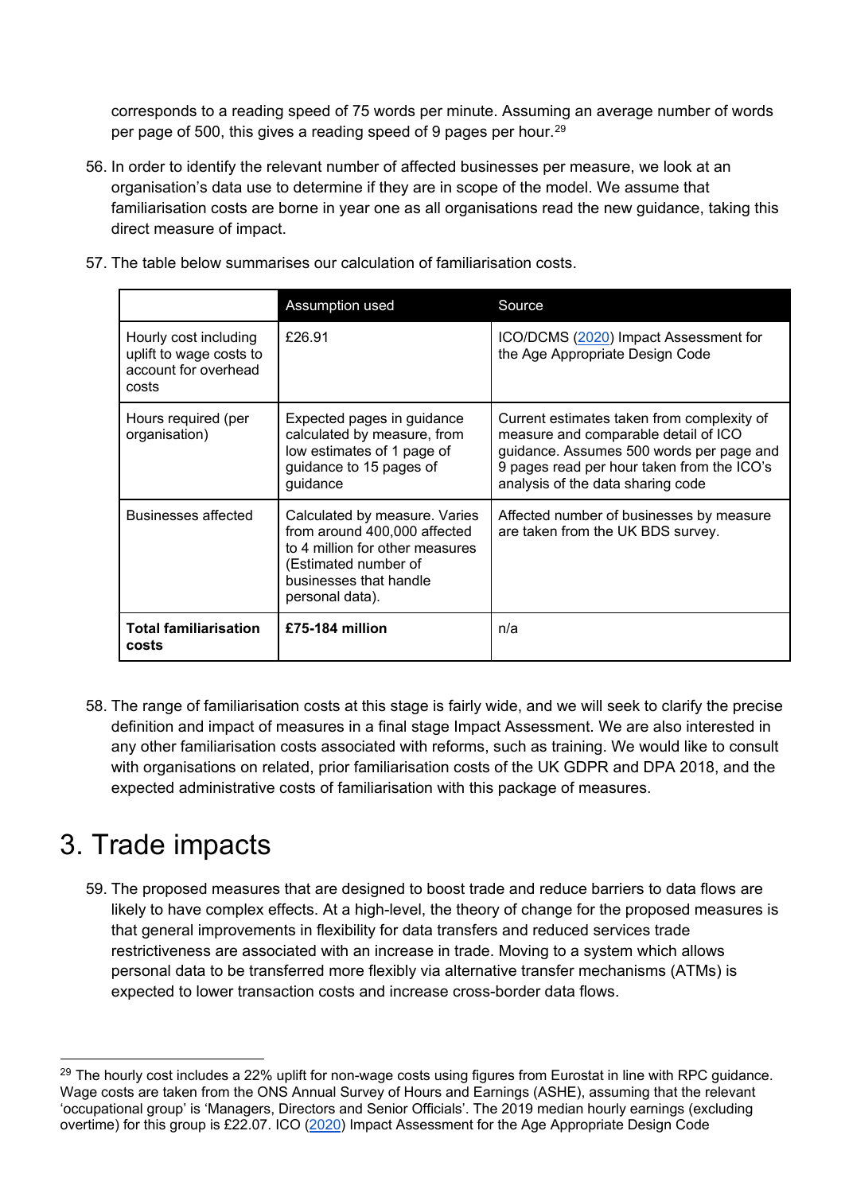corresponds to a reading speed of 75 words per minute. Assuming an average number of words per page of 500, this gives a reading speed of 9 pages per hour.[29]

56. In order to identify the relevant number of affected businesses per measure, we look at an organisation's data use to determine if they are in scope of the model. We assume that familiarisation costs are borne in year one as all organisations read the new guidance, taking this direct measure of impact.

57. The table below summarises our calculation of familiarisation costs.

| | Assumption used | Source |
|---|---|---|
| Hourly cost including uplift to wage costs to account for overhead costs | £26.91 | ICO/DCMS (2020) Impact Assessment for the Age Appropriate Design Code |
| Hours required (per organisation) | Expected pages in guidance calculated by measure, from low estimates of 1 page of guidance to 15 pages of guidance | Current estimates taken from complexity of measure and comparable detail of ICO guidance. Assumes 500 words per page and 9 pages read per hour taken from the ICO's analysis of the data sharing code |
| Businesses affected | Calculated by measure. Varies from around 400,000 affected to 4 million for other measures (Estimated number of businesses that handle personal data). | Affected number of businesses by measure are taken from the UK BDS survey. |
| **Total familiarisation costs** | **£75-184 million** | n/a |

58. The range of familiarisation costs at this stage is fairly wide, and we will seek to clarify the precise definition and impact of measures in a final stage Impact Assessment. We are also interested in any other familiarisation costs associated with reforms, such as training. We would like to consult with organisations on related, prior familiarisation costs of the UK GDPR and DPA 2018, and the expected administrative costs of familiarisation with this package of measures.

# 3. Trade impacts

59. The proposed measures that are designed to boost trade and reduce barriers to data flows are likely to have complex effects. At a high-level, the theory of change for the proposed measures is that general improvements in flexibility for data transfers and reduced services trade restrictiveness are associated with an increase in trade. Moving to a system which allows personal data to be transferred more flexibly via alternative transfer mechanisms (ATMs) is expected to lower transaction costs and increase cross-border data flows.

[29] The hourly cost includes a 22% uplift for non-wage costs using figures from Eurostat in line with RPC guidance. Wage costs are taken from the ONS Annual Survey of Hours and Earnings (ASHE), assuming that the relevant 'occupational group' is 'Managers, Directors and Senior Officials'. The 2019 median hourly earnings (excluding overtime) for this group is £22.07. ICO (2020) Impact Assessment for the Age Appropriate Design Code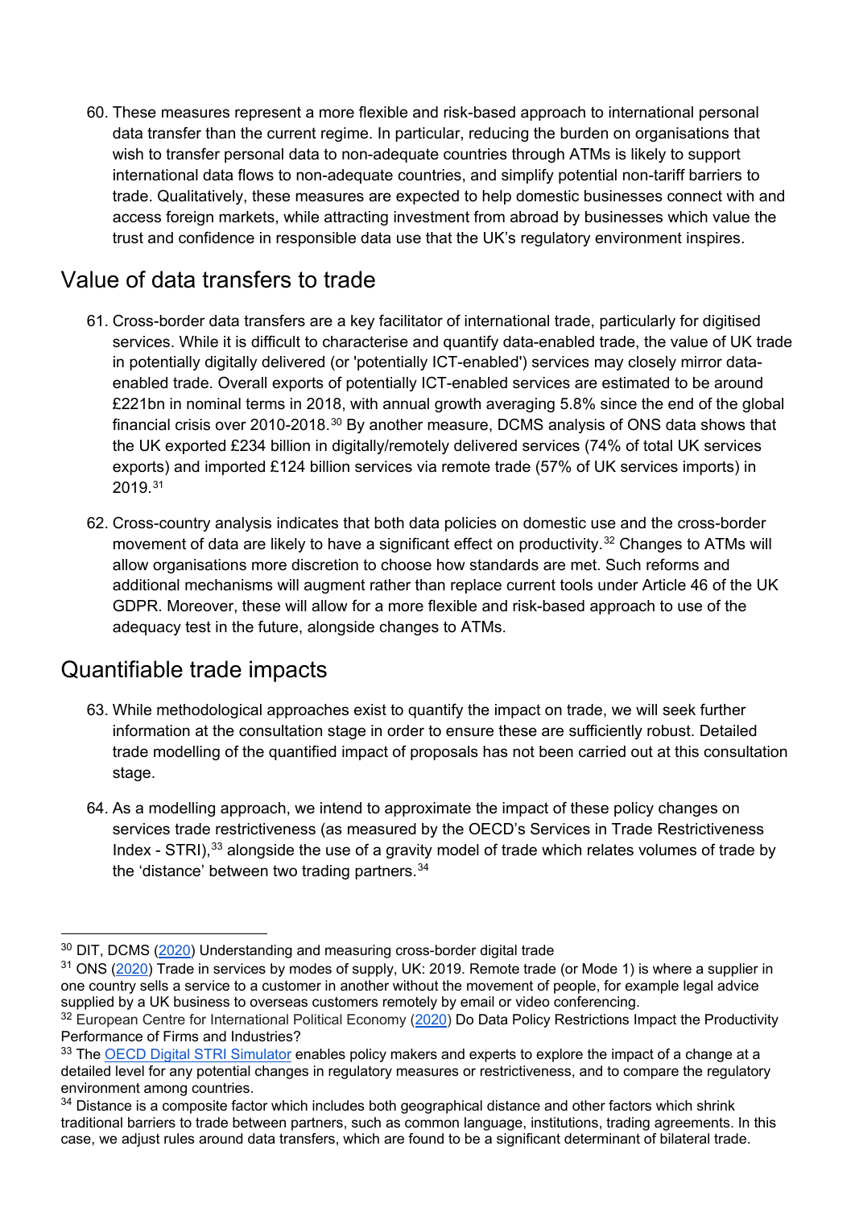60. These measures represent a more flexible and risk-based approach to international personal data transfer than the current regime. In particular, reducing the burden on organisations that wish to transfer personal data to non-adequate countries through ATMs is likely to support international data flows to non-adequate countries, and simplify potential non-tariff barriers to trade. Qualitatively, these measures are expected to help domestic businesses connect with and access foreign markets, while attracting investment from abroad by businesses which value the trust and confidence in responsible data use that the UK's regulatory environment inspires.

## Value of data transfers to trade

61. Cross-border data transfers are a key facilitator of international trade, particularly for digitised services. While it is difficult to characterise and quantify data-enabled trade, the value of UK trade in potentially digitally delivered (or 'potentially ICT-enabled') services may closely mirror data-enabled trade. Overall exports of potentially ICT-enabled services are estimated to be around £221bn in nominal terms in 2018, with annual growth averaging 5.8% since the end of the global financial crisis over 2010-2018.[30] By another measure, DCMS analysis of ONS data shows that the UK exported £234 billion in digitally/remotely delivered services (74% of total UK services exports) and imported £124 billion services via remote trade (57% of UK services imports) in 2019.[31]

62. Cross-country analysis indicates that both data policies on domestic use and the cross-border movement of data are likely to have a significant effect on productivity.[32] Changes to ATMs will allow organisations more discretion to choose how standards are met. Such reforms and additional mechanisms will augment rather than replace current tools under Article 46 of the UK GDPR. Moreover, these will allow for a more flexible and risk-based approach to use of the adequacy test in the future, alongside changes to ATMs.

## Quantifiable trade impacts

63. While methodological approaches exist to quantify the impact on trade, we will seek further information at the consultation stage in order to ensure these are sufficiently robust. Detailed trade modelling of the quantified impact of proposals has not been carried out at this consultation stage.

64. As a modelling approach, we intend to approximate the impact of these policy changes on services trade restrictiveness (as measured by the OECD's Services in Trade Restrictiveness Index - STRI),[33] alongside the use of a gravity model of trade which relates volumes of trade by the 'distance' between two trading partners.[34]

---

[30] DIT, DCMS (2020) Understanding and measuring cross-border digital trade

[31] ONS (2020) Trade in services by modes of supply, UK: 2019. Remote trade (or Mode 1) is where a supplier in one country sells a service to a customer in another without the movement of people, for example legal advice supplied by a UK business to overseas customers remotely by email or video conferencing.

[32] European Centre for International Political Economy (2020) Do Data Policy Restrictions Impact the Productivity Performance of Firms and Industries?

[33] The OECD Digital STRI Simulator enables policy makers and experts to explore the impact of a change at a detailed level for any potential changes in regulatory measures or restrictiveness, and to compare the regulatory environment among countries.

[34] Distance is a composite factor which includes both geographical distance and other factors which shrink traditional barriers to trade between partners, such as common language, institutions, trading agreements. In this case, we adjust rules around data transfers, which are found to be a significant determinant of bilateral trade.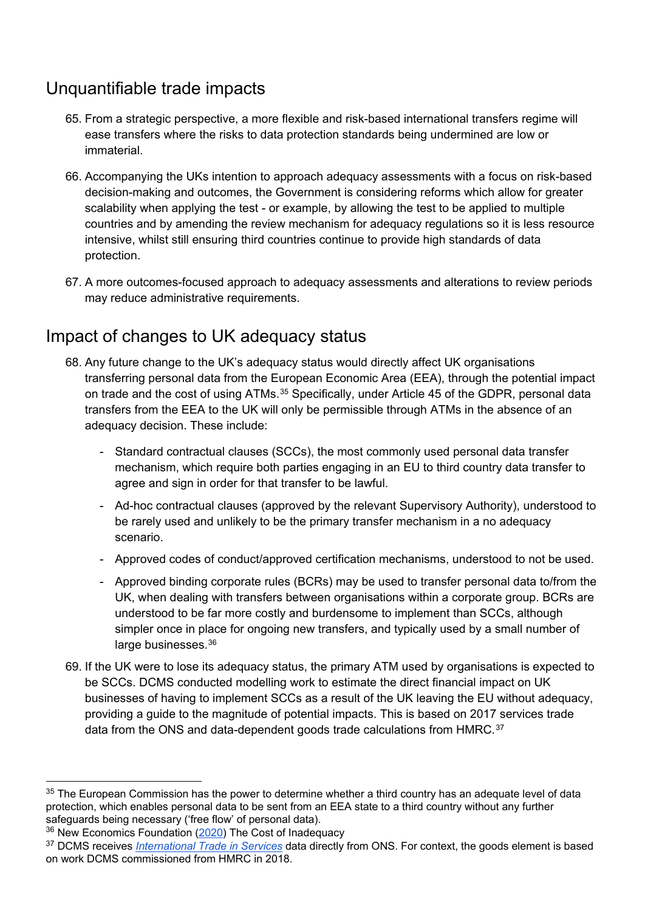## Unquantifiable trade impacts

65. From a strategic perspective, a more flexible and risk-based international transfers regime will ease transfers where the risks to data protection standards being undermined are low or immaterial.

66. Accompanying the UKs intention to approach adequacy assessments with a focus on risk-based decision-making and outcomes, the Government is considering reforms which allow for greater scalability when applying the test - or example, by allowing the test to be applied to multiple countries and by amending the review mechanism for adequacy regulations so it is less resource intensive, whilst still ensuring third countries continue to provide high standards of data protection.

67. A more outcomes-focused approach to adequacy assessments and alterations to review periods may reduce administrative requirements.

## Impact of changes to UK adequacy status

68. Any future change to the UK's adequacy status would directly affect UK organisations transferring personal data from the European Economic Area (EEA), through the potential impact on trade and the cost of using ATMs.[35] Specifically, under Article 45 of the GDPR, personal data transfers from the EEA to the UK will only be permissible through ATMs in the absence of an adequacy decision. These include:

    - Standard contractual clauses (SCCs), the most commonly used personal data transfer mechanism, which require both parties engaging in an EU to third country data transfer to agree and sign in order for that transfer to be lawful.
    - Ad-hoc contractual clauses (approved by the relevant Supervisory Authority), understood to be rarely used and unlikely to be the primary transfer mechanism in a no adequacy scenario.
    - Approved codes of conduct/approved certification mechanisms, understood to not be used.
    - Approved binding corporate rules (BCRs) may be used to transfer personal data to/from the UK, when dealing with transfers between organisations within a corporate group. BCRs are understood to be far more costly and burdensome to implement than SCCs, although simpler once in place for ongoing new transfers, and typically used by a small number of large businesses.[36]

69. If the UK were to lose its adequacy status, the primary ATM used by organisations is expected to be SCCs. DCMS conducted modelling work to estimate the direct financial impact on UK businesses of having to implement SCCs as a result of the UK leaving the EU without adequacy, providing a guide to the magnitude of potential impacts. This is based on 2017 services trade data from the ONS and data-dependent goods trade calculations from HMRC.[37]

---

[35] The European Commission has the power to determine whether a third country has an adequate level of data protection, which enables personal data to be sent from an EEA state to a third country without any further safeguards being necessary ('free flow' of personal data).

[36] New Economics Foundation (2020) The Cost of Inadequacy

[37] DCMS receives *International Trade in Services* data directly from ONS. For context, the goods element is based on work DCMS commissioned from HMRC in 2018.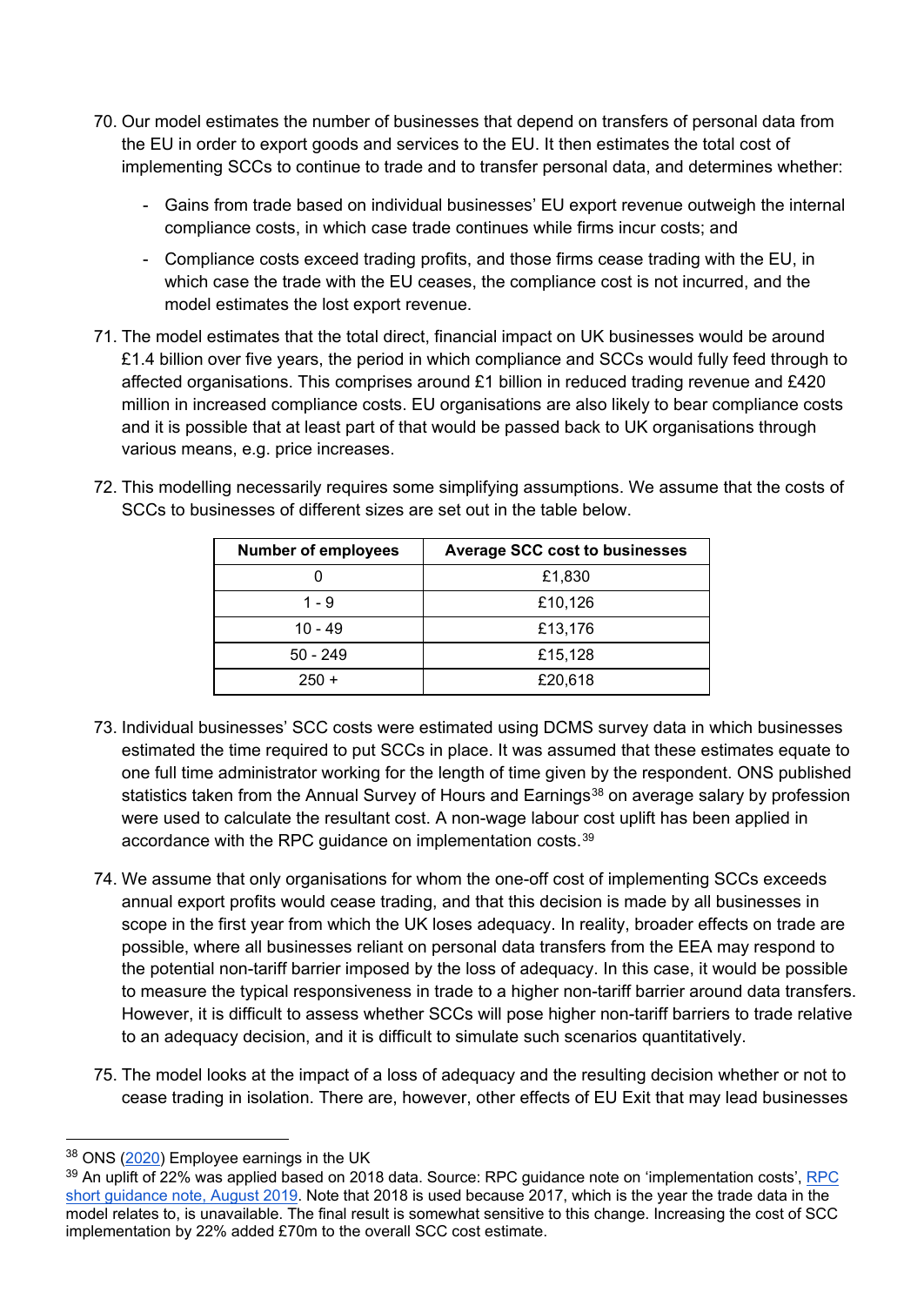70. Our model estimates the number of businesses that depend on transfers of personal data from the EU in order to export goods and services to the EU. It then estimates the total cost of implementing SCCs to continue to trade and to transfer personal data, and determines whether:

    - Gains from trade based on individual businesses' EU export revenue outweigh the internal compliance costs, in which case trade continues while firms incur costs; and
    - Compliance costs exceed trading profits, and those firms cease trading with the EU, in which case the trade with the EU ceases, the compliance cost is not incurred, and the model estimates the lost export revenue.

71. The model estimates that the total direct, financial impact on UK businesses would be around £1.4 billion over five years, the period in which compliance and SCCs would fully feed through to affected organisations. This comprises around £1 billion in reduced trading revenue and £420 million in increased compliance costs. EU organisations are also likely to bear compliance costs and it is possible that at least part of that would be passed back to UK organisations through various means, e.g. price increases.

72. This modelling necessarily requires some simplifying assumptions. We assume that the costs of SCCs to businesses of different sizes are set out in the table below.

| Number of employees | Average SCC cost to businesses |
|---|---|
| 0 | £1,830 |
| 1 - 9 | £10,126 |
| 10 - 49 | £13,176 |
| 50 - 249 | £15,128 |
| 250 + | £20,618 |

73. Individual businesses' SCC costs were estimated using DCMS survey data in which businesses estimated the time required to put SCCs in place. It was assumed that these estimates equate to one full time administrator working for the length of time given by the respondent. ONS published statistics taken from the Annual Survey of Hours and Earnings[38] on average salary by profession were used to calculate the resultant cost. A non-wage labour cost uplift has been applied in accordance with the RPC guidance on implementation costs.[39]

74. We assume that only organisations for whom the one-off cost of implementing SCCs exceeds annual export profits would cease trading, and that this decision is made by all businesses in scope in the first year from which the UK loses adequacy. In reality, broader effects on trade are possible, where all businesses reliant on personal data transfers from the EEA may respond to the potential non-tariff barrier imposed by the loss of adequacy. In this case, it would be possible to measure the typical responsiveness in trade to a higher non-tariff barrier around data transfers. However, it is difficult to assess whether SCCs will pose higher non-tariff barriers to trade relative to an adequacy decision, and it is difficult to simulate such scenarios quantitatively.

75. The model looks at the impact of a loss of adequacy and the resulting decision whether or not to cease trading in isolation. There are, however, other effects of EU Exit that may lead businesses

---

[38] ONS (2020) Employee earnings in the UK

[39] An uplift of 22% was applied based on 2018 data. Source: RPC guidance note on 'implementation costs', RPC short guidance note, August 2019. Note that 2018 is used because 2017, which is the year the trade data in the model relates to, is unavailable. The final result is somewhat sensitive to this change. Increasing the cost of SCC implementation by 22% added £70m to the overall SCC cost estimate.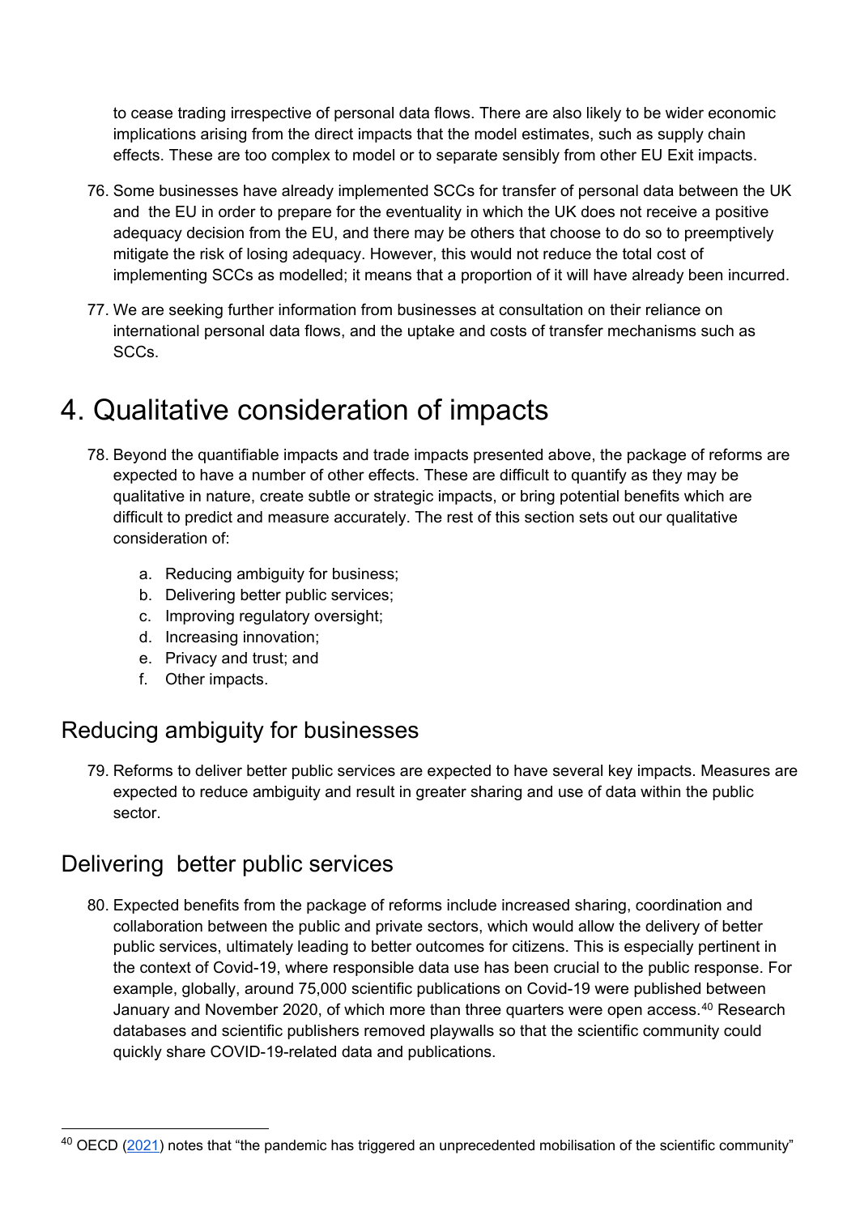to cease trading irrespective of personal data flows. There are also likely to be wider economic implications arising from the direct impacts that the model estimates, such as supply chain effects. These are too complex to model or to separate sensibly from other EU Exit impacts.

76. Some businesses have already implemented SCCs for transfer of personal data between the UK and the EU in order to prepare for the eventuality in which the UK does not receive a positive adequacy decision from the EU, and there may be others that choose to do so to preemptively mitigate the risk of losing adequacy. However, this would not reduce the total cost of implementing SCCs as modelled; it means that a proportion of it will have already been incurred.

77. We are seeking further information from businesses at consultation on their reliance on international personal data flows, and the uptake and costs of transfer mechanisms such as SCCs.

# 4. Qualitative consideration of impacts

78. Beyond the quantifiable impacts and trade impacts presented above, the package of reforms are expected to have a number of other effects. These are difficult to quantify as they may be qualitative in nature, create subtle or strategic impacts, or bring potential benefits which are difficult to predict and measure accurately. The rest of this section sets out our qualitative consideration of:

    a. Reducing ambiguity for business;
    b. Delivering better public services;
    c. Improving regulatory oversight;
    d. Increasing innovation;
    e. Privacy and trust; and
    f. Other impacts.

## Reducing ambiguity for businesses

79. Reforms to deliver better public services are expected to have several key impacts. Measures are expected to reduce ambiguity and result in greater sharing and use of data within the public sector.

## Delivering better public services

80. Expected benefits from the package of reforms include increased sharing, coordination and collaboration between the public and private sectors, which would allow the delivery of better public services, ultimately leading to better outcomes for citizens. This is especially pertinent in the context of Covid-19, where responsible data use has been crucial to the public response. For example, globally, around 75,000 scientific publications on Covid-19 were published between January and November 2020, of which more than three quarters were open access.[40] Research databases and scientific publishers removed playwalls so that the scientific community could quickly share COVID-19-related data and publications.

[40] OECD (2021) notes that "the pandemic has triggered an unprecedented mobilisation of the scientific community"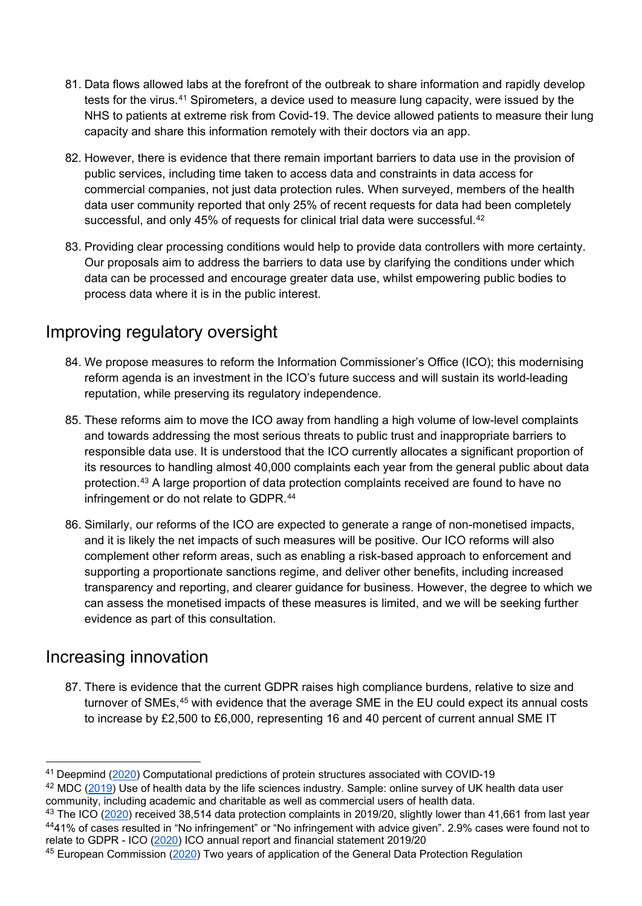81. Data flows allowed labs at the forefront of the outbreak to share information and rapidly develop tests for the virus.[41] Spirometers, a device used to measure lung capacity, were issued by the NHS to patients at extreme risk from Covid-19. The device allowed patients to measure their lung capacity and share this information remotely with their doctors via an app.

82. However, there is evidence that there remain important barriers to data use in the provision of public services, including time taken to access data and constraints in data access for commercial companies, not just data protection rules. When surveyed, members of the health data user community reported that only 25% of recent requests for data had been completely successful, and only 45% of requests for clinical trial data were successful.[42]

83. Providing clear processing conditions would help to provide data controllers with more certainty. Our proposals aim to address the barriers to data use by clarifying the conditions under which data can be processed and encourage greater data use, whilst empowering public bodies to process data where it is in the public interest.

## Improving regulatory oversight

84. We propose measures to reform the Information Commissioner's Office (ICO); this modernising reform agenda is an investment in the ICO's future success and will sustain its world-leading reputation, while preserving its regulatory independence.

85. These reforms aim to move the ICO away from handling a high volume of low-level complaints and towards addressing the most serious threats to public trust and inappropriate barriers to responsible data use. It is understood that the ICO currently allocates a significant proportion of its resources to handling almost 40,000 complaints each year from the general public about data protection.[43] A large proportion of data protection complaints received are found to have no infringement or do not relate to GDPR.[44]

86. Similarly, our reforms of the ICO are expected to generate a range of non-monetised impacts, and it is likely the net impacts of such measures will be positive. Our ICO reforms will also complement other reform areas, such as enabling a risk-based approach to enforcement and supporting a proportionate sanctions regime, and deliver other benefits, including increased transparency and reporting, and clearer guidance for business. However, the degree to which we can assess the monetised impacts of these measures is limited, and we will be seeking further evidence as part of this consultation.

## Increasing innovation

87. There is evidence that the current GDPR raises high compliance burdens, relative to size and turnover of SMEs,[45] with evidence that the average SME in the EU could expect its annual costs to increase by £2,500 to £6,000, representing 16 and 40 percent of current annual SME IT

---

[41] Deepmind (2020) Computational predictions of protein structures associated with COVID-19

[42] MDC (2019) Use of health data by the life sciences industry. Sample: online survey of UK health data user community, including academic and charitable as well as commercial users of health data.

[43] The ICO (2020) received 38,514 data protection complaints in 2019/20, slightly lower than 41,661 from last year

[44] 41% of cases resulted in "No infringement" or "No infringement with advice given". 2.9% cases were found not to relate to GDPR - ICO (2020) ICO annual report and financial statement 2019/20

[45] European Commission (2020) Two years of application of the General Data Protection Regulation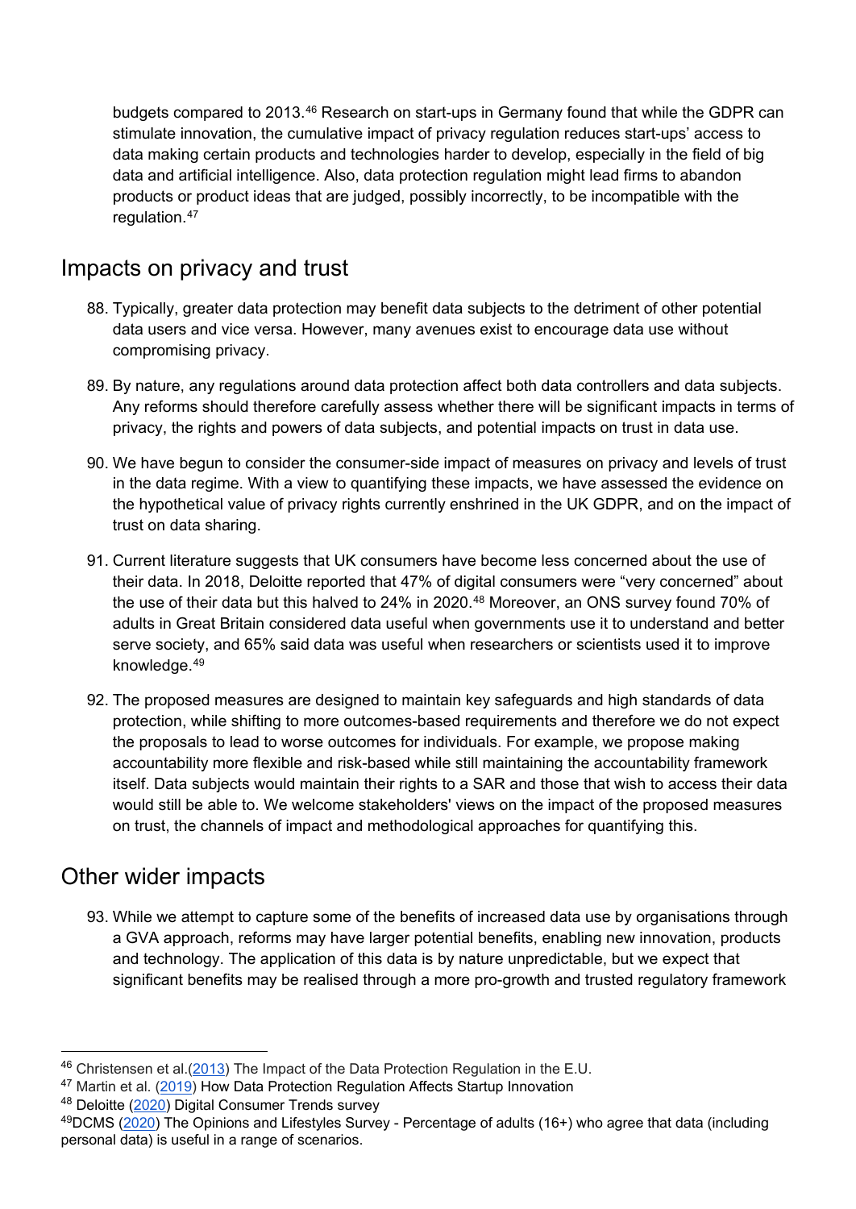budgets compared to 2013.[46] Research on start-ups in Germany found that while the GDPR can stimulate innovation, the cumulative impact of privacy regulation reduces start-ups' access to data making certain products and technologies harder to develop, especially in the field of big data and artificial intelligence. Also, data protection regulation might lead firms to abandon products or product ideas that are judged, possibly incorrectly, to be incompatible with the regulation.[47]

## Impacts on privacy and trust

88. Typically, greater data protection may benefit data subjects to the detriment of other potential data users and vice versa. However, many avenues exist to encourage data use without compromising privacy.

89. By nature, any regulations around data protection affect both data controllers and data subjects. Any reforms should therefore carefully assess whether there will be significant impacts in terms of privacy, the rights and powers of data subjects, and potential impacts on trust in data use.

90. We have begun to consider the consumer-side impact of measures on privacy and levels of trust in the data regime. With a view to quantifying these impacts, we have assessed the evidence on the hypothetical value of privacy rights currently enshrined in the UK GDPR, and on the impact of trust on data sharing.

91. Current literature suggests that UK consumers have become less concerned about the use of their data. In 2018, Deloitte reported that 47% of digital consumers were "very concerned" about the use of their data but this halved to 24% in 2020.[48] Moreover, an ONS survey found 70% of adults in Great Britain considered data useful when governments use it to understand and better serve society, and 65% said data was useful when researchers or scientists used it to improve knowledge.[49]

92. The proposed measures are designed to maintain key safeguards and high standards of data protection, while shifting to more outcomes-based requirements and therefore we do not expect the proposals to lead to worse outcomes for individuals. For example, we propose making accountability more flexible and risk-based while still maintaining the accountability framework itself. Data subjects would maintain their rights to a SAR and those that wish to access their data would still be able to. We welcome stakeholders' views on the impact of the proposed measures on trust, the channels of impact and methodological approaches for quantifying this.

## Other wider impacts

93. While we attempt to capture some of the benefits of increased data use by organisations through a GVA approach, reforms may have larger potential benefits, enabling new innovation, products and technology. The application of this data is by nature unpredictable, but we expect that significant benefits may be realised through a more pro-growth and trusted regulatory framework

---

[46] Christensen et al.(2013) The Impact of the Data Protection Regulation in the E.U.

[47] Martin et al. (2019) How Data Protection Regulation Affects Startup Innovation

[48] Deloitte (2020) Digital Consumer Trends survey

[49] DCMS (2020) The Opinions and Lifestyles Survey - Percentage of adults (16+) who agree that data (including personal data) is useful in a range of scenarios.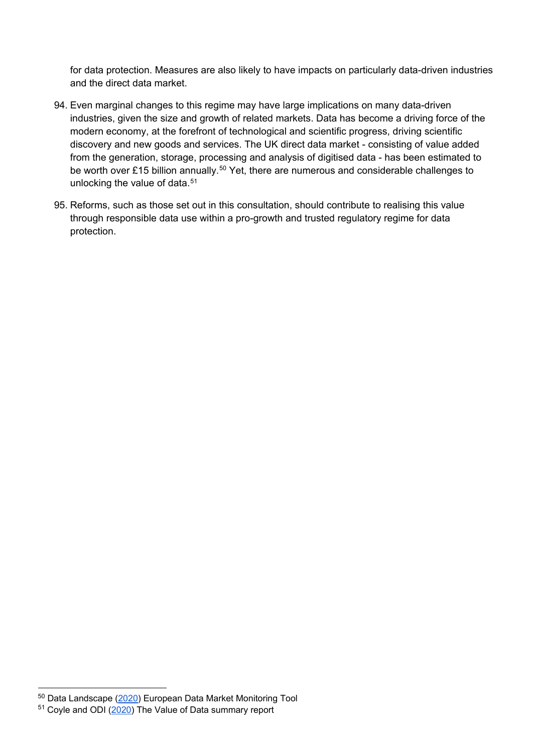for data protection. Measures are also likely to have impacts on particularly data-driven industries and the direct data market.

94. Even marginal changes to this regime may have large implications on many data-driven industries, given the size and growth of related markets. Data has become a driving force of the modern economy, at the forefront of technological and scientific progress, driving scientific discovery and new goods and services. The UK direct data market - consisting of value added from the generation, storage, processing and analysis of digitised data - has been estimated to be worth over £15 billion annually.[50] Yet, there are numerous and considerable challenges to unlocking the value of data.[51]

95. Reforms, such as those set out in this consultation, should contribute to realising this value through responsible data use within a pro-growth and trusted regulatory regime for data protection.

---

[50] Data Landscape (2020) European Data Market Monitoring Tool

[51] Coyle and ODI (2020) The Value of Data summary report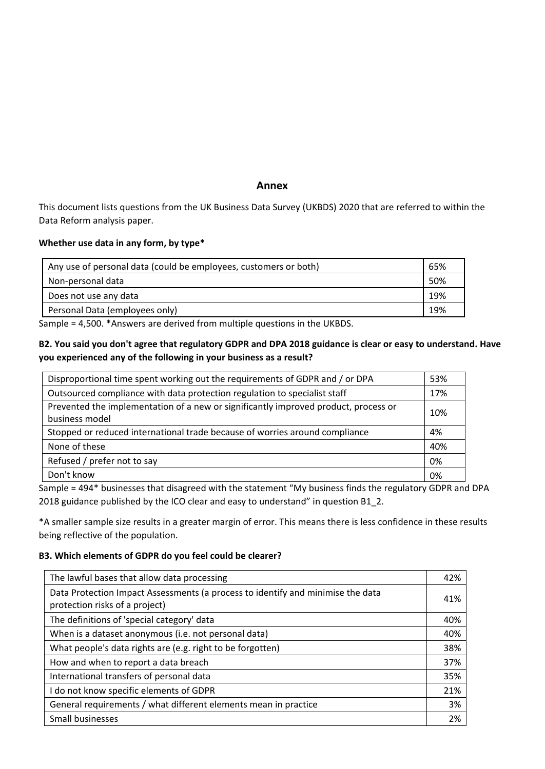## Annex

This document lists questions from the UK Business Data Survey (UKBDS) 2020 that are referred to within the Data Reform analysis paper.

**Whether use data in any form, by type***

| | |
|---|---|
| Any use of personal data (could be employees, customers or both) | 65% |
| Non-personal data | 50% |
| Does not use any data | 19% |
| Personal Data (employees only) | 19% |

Sample = 4,500. *Answers are derived from multiple questions in the UKBDS.

**B2. You said you don't agree that regulatory GDPR and DPA 2018 guidance is clear or easy to understand. Have you experienced any of the following in your business as a result?**

| | |
|---|---|
| Disproportional time spent working out the requirements of GDPR and / or DPA | 53% |
| Outsourced compliance with data protection regulation to specialist staff | 17% |
| Prevented the implementation of a new or significantly improved product, process or business model | 10% |
| Stopped or reduced international trade because of worries around compliance | 4% |
| None of these | 40% |
| Refused / prefer not to say | 0% |
| Don't know | 0% |

Sample = 494* businesses that disagreed with the statement "My business finds the regulatory GDPR and DPA 2018 guidance published by the ICO clear and easy to understand" in question B1_2.

*A smaller sample size results in a greater margin of error. This means there is less confidence in these results being reflective of the population.

**B3. Which elements of GDPR do you feel could be clearer?**

| | |
|---|---|
| The lawful bases that allow data processing | 42% |
| Data Protection Impact Assessments (a process to identify and minimise the data protection risks of a project) | 41% |
| The definitions of 'special category' data | 40% |
| When is a dataset anonymous (i.e. not personal data) | 40% |
| What people's data rights are (e.g. right to be forgotten) | 38% |
| How and when to report a data breach | 37% |
| International transfers of personal data | 35% |
| I do not know specific elements of GDPR | 21% |
| General requirements / what different elements mean in practice | 3% |
| Small businesses | 2% |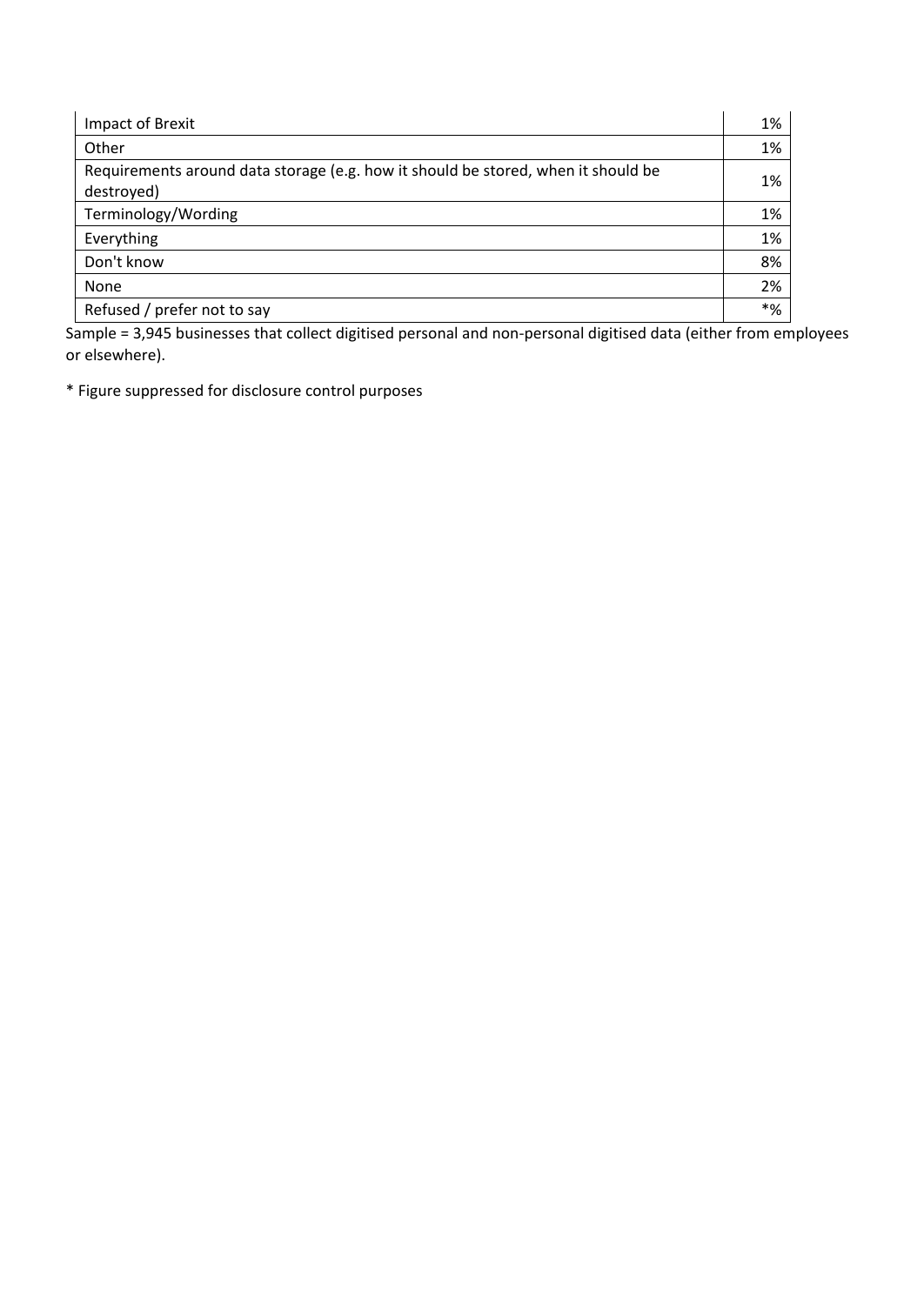| | |
|---|---|
| Impact of Brexit | 1% |
| Other | 1% |
| Requirements around data storage (e.g. how it should be stored, when it should be destroyed) | 1% |
| Terminology/Wording | 1% |
| Everything | 1% |
| Don't know | 8% |
| None | 2% |
| Refused / prefer not to say | *% |

Sample = 3,945 businesses that collect digitised personal and non-personal digitised data (either from employees or elsewhere).

* Figure suppressed for disclosure control purposes